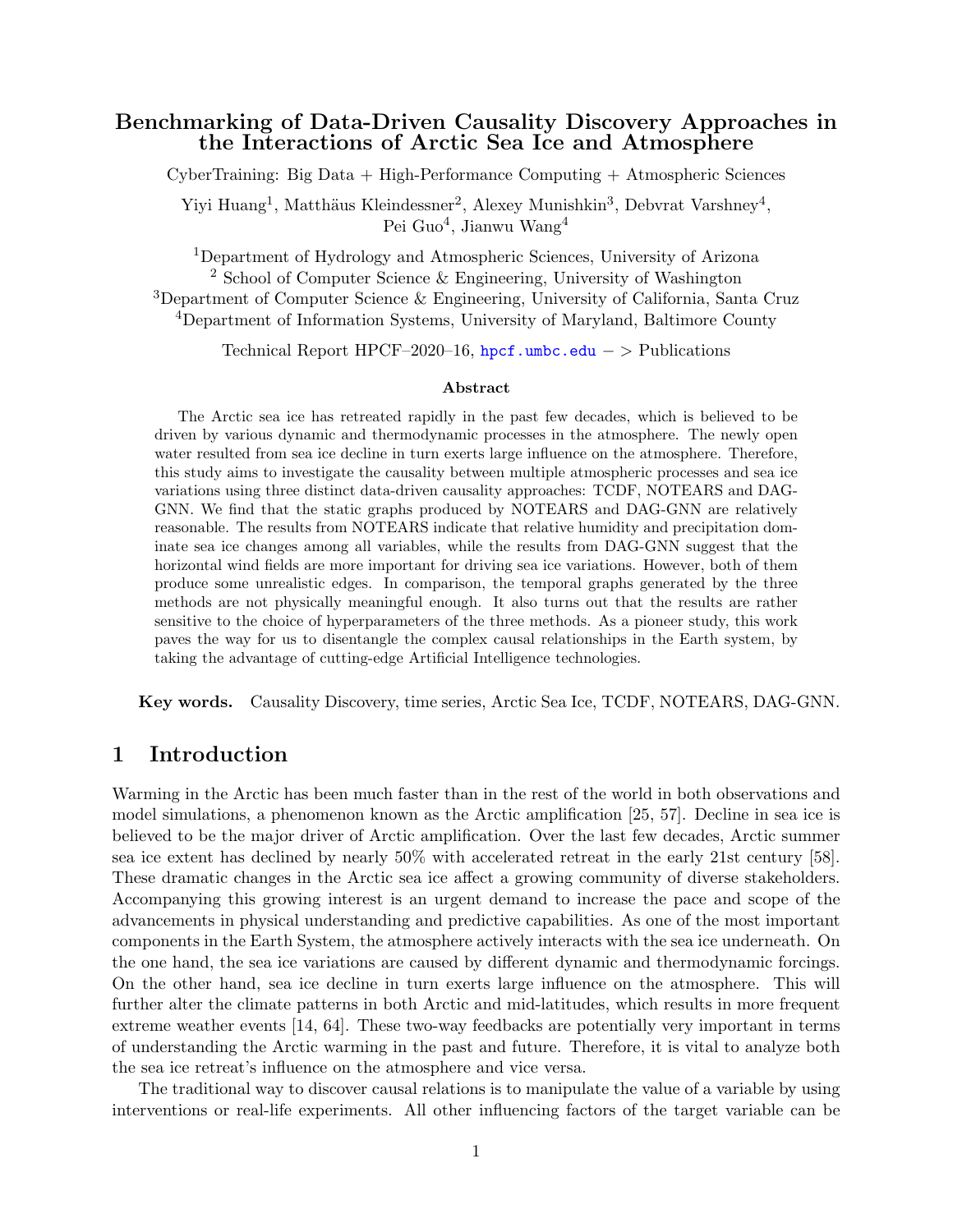# Benchmarking of Data-Driven Causality Discovery Approaches in the Interactions of Arctic Sea Ice and Atmosphere

CyberTraining: Big Data + High-Performance Computing + Atmospheric Sciences

Yiyi Huang[1], Matthäus Kleindessner[2], Alexey Munishkin[3], Debvrat Varshney[4], Pei Guo[4], Jianwu Wang[4]

[1]Department of Hydrology and Atmospheric Sciences, University of Arizona
[2] School of Computer Science & Engineering, University of Washington
[3]Department of Computer Science & Engineering, University of California, Santa Cruz
[4]Department of Information Systems, University of Maryland, Baltimore County

Technical Report HPCF–2020–16, hpcf.umbc.edu − > Publications

### Abstract

The Arctic sea ice has retreated rapidly in the past few decades, which is believed to be driven by various dynamic and thermodynamic processes in the atmosphere. The newly open water resulted from sea ice decline in turn exerts large influence on the atmosphere. Therefore, this study aims to investigate the causality between multiple atmospheric processes and sea ice variations using three distinct data-driven causality approaches: TCDF, NOTEARS and DAG-GNN. We find that the static graphs produced by NOTEARS and DAG-GNN are relatively reasonable. The results from NOTEARS indicate that relative humidity and precipitation dominate sea ice changes among all variables, while the results from DAG-GNN suggest that the horizontal wind fields are more important for driving sea ice variations. However, both of them produce some unrealistic edges. In comparison, the temporal graphs generated by the three methods are not physically meaningful enough. It also turns out that the results are rather sensitive to the choice of hyperparameters of the three methods. As a pioneer study, this work paves the way for us to disentangle the complex causal relationships in the Earth system, by taking the advantage of cutting-edge Artificial Intelligence technologies.

**Key words.** Causality Discovery, time series, Arctic Sea Ice, TCDF, NOTEARS, DAG-GNN.

## 1 Introduction

Warming in the Arctic has been much faster than in the rest of the world in both observations and model simulations, a phenomenon known as the Arctic amplification [25, 57]. Decline in sea ice is believed to be the major driver of Arctic amplification. Over the last few decades, Arctic summer sea ice extent has declined by nearly 50% with accelerated retreat in the early 21st century [58]. These dramatic changes in the Arctic sea ice affect a growing community of diverse stakeholders. Accompanying this growing interest is an urgent demand to increase the pace and scope of the advancements in physical understanding and predictive capabilities. As one of the most important components in the Earth System, the atmosphere actively interacts with the sea ice underneath. On the one hand, the sea ice variations are caused by different dynamic and thermodynamic forcings. On the other hand, sea ice decline in turn exerts large influence on the atmosphere. This will further alter the climate patterns in both Arctic and mid-latitudes, which results in more frequent extreme weather events [14, 64]. These two-way feedbacks are potentially very important in terms of understanding the Arctic warming in the past and future. Therefore, it is vital to analyze both the sea ice retreat's influence on the atmosphere and vice versa.

The traditional way to discover causal relations is to manipulate the value of a variable by using interventions or real-life experiments. All other influencing factors of the target variable can be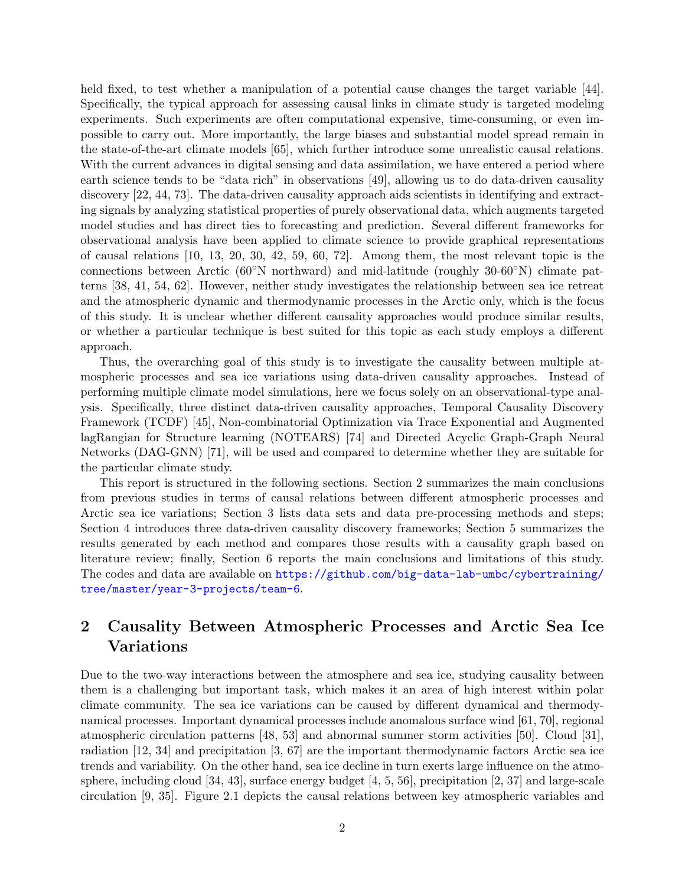held fixed, to test whether a manipulation of a potential cause changes the target variable [44]. Specifically, the typical approach for assessing causal links in climate study is targeted modeling experiments. Such experiments are often computational expensive, time-consuming, or even impossible to carry out. More importantly, the large biases and substantial model spread remain in the state-of-the-art climate models [65], which further introduce some unrealistic causal relations. With the current advances in digital sensing and data assimilation, we have entered a period where earth science tends to be "data rich" in observations [49], allowing us to do data-driven causality discovery [22, 44, 73]. The data-driven causality approach aids scientists in identifying and extracting signals by analyzing statistical properties of purely observational data, which augments targeted model studies and has direct ties to forecasting and prediction. Several different frameworks for observational analysis have been applied to climate science to provide graphical representations of causal relations [10, 13, 20, 30, 42, 59, 60, 72]. Among them, the most relevant topic is the connections between Arctic (60°N northward) and mid-latitude (roughly 30-60°N) climate patterns [38, 41, 54, 62]. However, neither study investigates the relationship between sea ice retreat and the atmospheric dynamic and thermodynamic processes in the Arctic only, which is the focus of this study. It is unclear whether different causality approaches would produce similar results, or whether a particular technique is best suited for this topic as each study employs a different approach.

Thus, the overarching goal of this study is to investigate the causality between multiple atmospheric processes and sea ice variations using data-driven causality approaches. Instead of performing multiple climate model simulations, here we focus solely on an observational-type analysis. Specifically, three distinct data-driven causality approaches, Temporal Causality Discovery Framework (TCDF) [45], Non-combinatorial Optimization via Trace Exponential and Augmented lagRangian for Structure learning (NOTEARS) [74] and Directed Acyclic Graph-Graph Neural Networks (DAG-GNN) [71], will be used and compared to determine whether they are suitable for the particular climate study.

This report is structured in the following sections. Section 2 summarizes the main conclusions from previous studies in terms of causal relations between different atmospheric processes and Arctic sea ice variations; Section 3 lists data sets and data pre-processing methods and steps; Section 4 introduces three data-driven causality discovery frameworks; Section 5 summarizes the results generated by each method and compares those results with a causality graph based on literature review; finally, Section 6 reports the main conclusions and limitations of this study. The codes and data are available on https://github.com/big-data-lab-umbc/cybertraining/tree/master/year-3-projects/team-6.

## 2 Causality Between Atmospheric Processes and Arctic Sea Ice Variations

Due to the two-way interactions between the atmosphere and sea ice, studying causality between them is a challenging but important task, which makes it an area of high interest within polar climate community. The sea ice variations can be caused by different dynamical and thermodynamical processes. Important dynamical processes include anomalous surface wind [61, 70], regional atmospheric circulation patterns [48, 53] and abnormal summer storm activities [50]. Cloud [31], radiation [12, 34] and precipitation [3, 67] are the important thermodynamic factors Arctic sea ice trends and variability. On the other hand, sea ice decline in turn exerts large influence on the atmosphere, including cloud [34, 43], surface energy budget [4, 5, 56], precipitation [2, 37] and large-scale circulation [9, 35]. Figure 2.1 depicts the causal relations between key atmospheric variables and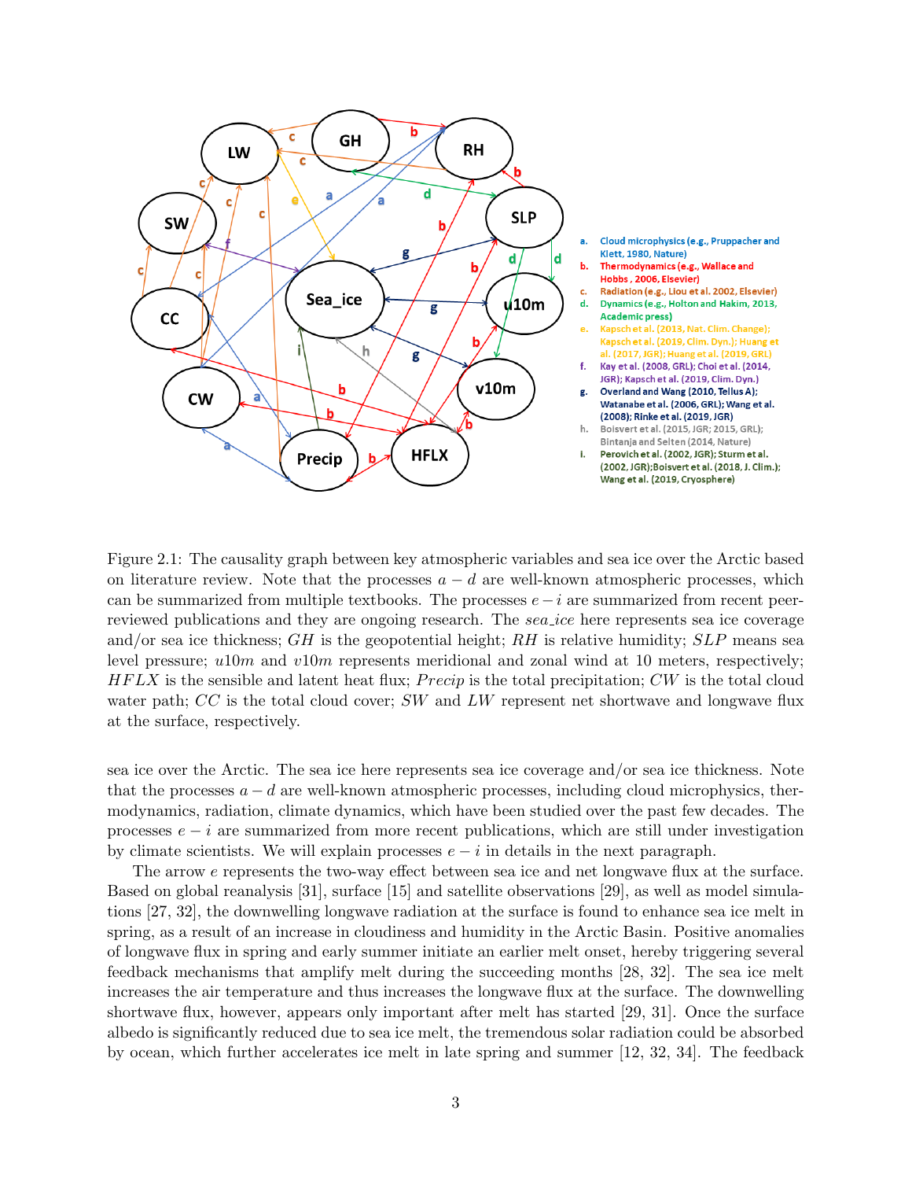Figure 2.1: The causality graph between key atmospheric variables and sea ice over the Arctic based on literature review. Note that the processes $a-d$ are well-known atmospheric processes, which can be summarized from multiple textbooks. The processes $e-i$ are summarized from recent peer-reviewed publications and they are ongoing research. The *sea_ice* here represents sea ice coverage and/or sea ice thickness; *GH* is the geopotential height; *RH* is relative humidity; *SLP* means sea level pressure; *u10m* and *v10m* represents meridional and zonal wind at 10 meters, respectively; *HFLX* is the sensible and latent heat flux; *Precip* is the total precipitation; *CW* is the total cloud water path; *CC* is the total cloud cover; *SW* and *LW* represent net shortwave and longwave flux at the surface, respectively.

sea ice over the Arctic. The sea ice here represents sea ice coverage and/or sea ice thickness. Note that the processes $a-d$ are well-known atmospheric processes, including cloud microphysics, thermodynamics, radiation, climate dynamics, which have been studied over the past few decades. The processes $e-i$ are summarized from more recent publications, which are still under investigation by climate scientists. We will explain processes $e-i$ in details in the next paragraph.

The arrow $e$ represents the two-way effect between sea ice and net longwave flux at the surface. Based on global reanalysis [31], surface [15] and satellite observations [29], as well as model simulations [27, 32], the downwelling longwave radiation at the surface is found to enhance sea ice melt in spring, as a result of an increase in cloudiness and humidity in the Arctic Basin. Positive anomalies of longwave flux in spring and early summer initiate an earlier melt onset, hereby triggering several feedback mechanisms that amplify melt during the succeeding months [28, 32]. The sea ice melt increases the air temperature and thus increases the longwave flux at the surface. The downwelling shortwave flux, however, appears only important after melt has started [29, 31]. Once the surface albedo is significantly reduced due to sea ice melt, the tremendous solar radiation could be absorbed by ocean, which further accelerates ice melt in late spring and summer [12, 32, 34]. The feedback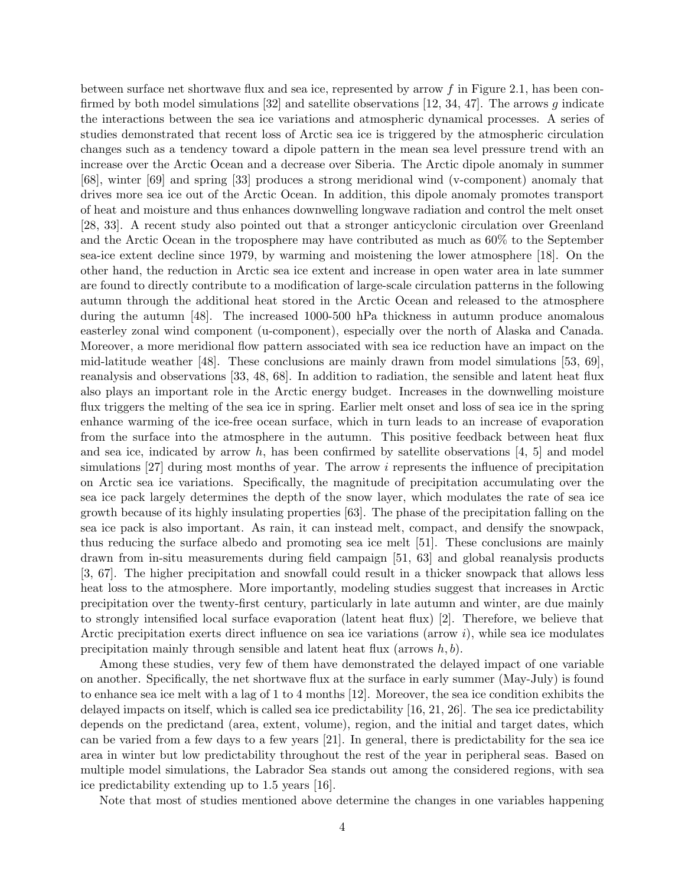between surface net shortwave flux and sea ice, represented by arrow $f$ in Figure 2.1, has been confirmed by both model simulations [32] and satellite observations [12, 34, 47]. The arrows $g$ indicate the interactions between the sea ice variations and atmospheric dynamical processes. A series of studies demonstrated that recent loss of Arctic sea ice is triggered by the atmospheric circulation changes such as a tendency toward a dipole pattern in the mean sea level pressure trend with an increase over the Arctic Ocean and a decrease over Siberia. The Arctic dipole anomaly in summer [68], winter [69] and spring [33] produces a strong meridional wind (v-component) anomaly that drives more sea ice out of the Arctic Ocean. In addition, this dipole anomaly promotes transport of heat and moisture and thus enhances downwelling longwave radiation and control the melt onset [28, 33]. A recent study also pointed out that a stronger anticyclonic circulation over Greenland and the Arctic Ocean in the troposphere may have contributed as much as 60% to the September sea-ice extent decline since 1979, by warming and moistening the lower atmosphere [18]. On the other hand, the reduction in Arctic sea ice extent and increase in open water area in late summer are found to directly contribute to a modification of large-scale circulation patterns in the following autumn through the additional heat stored in the Arctic Ocean and released to the atmosphere during the autumn [48]. The increased 1000-500 hPa thickness in autumn produce anomalous easterley zonal wind component (u-component), especially over the north of Alaska and Canada. Moreover, a more meridional flow pattern associated with sea ice reduction have an impact on the mid-latitude weather [48]. These conclusions are mainly drawn from model simulations [53, 69], reanalysis and observations [33, 48, 68]. In addition to radiation, the sensible and latent heat flux also plays an important role in the Arctic energy budget. Increases in the downwelling moisture flux triggers the melting of the sea ice in spring. Earlier melt onset and loss of sea ice in the spring enhance warming of the ice-free ocean surface, which in turn leads to an increase of evaporation from the surface into the atmosphere in the autumn. This positive feedback between heat flux and sea ice, indicated by arrow $h$, has been confirmed by satellite observations [4, 5] and model simulations [27] during most months of year. The arrow $i$ represents the influence of precipitation on Arctic sea ice variations. Specifically, the magnitude of precipitation accumulating over the sea ice pack largely determines the depth of the snow layer, which modulates the rate of sea ice growth because of its highly insulating properties [63]. The phase of the precipitation falling on the sea ice pack is also important. As rain, it can instead melt, compact, and densify the snowpack, thus reducing the surface albedo and promoting sea ice melt [51]. These conclusions are mainly drawn from in-situ measurements during field campaign [51, 63] and global reanalysis products [3, 67]. The higher precipitation and snowfall could result in a thicker snowpack that allows less heat loss to the atmosphere. More importantly, modeling studies suggest that increases in Arctic precipitation over the twenty-first century, particularly in late autumn and winter, are due mainly to strongly intensified local surface evaporation (latent heat flux) [2]. Therefore, we believe that Arctic precipitation exerts direct influence on sea ice variations (arrow $i$), while sea ice modulates precipitation mainly through sensible and latent heat flux (arrows $h, b$).

Among these studies, very few of them have demonstrated the delayed impact of one variable on another. Specifically, the net shortwave flux at the surface in early summer (May-July) is found to enhance sea ice melt with a lag of 1 to 4 months [12]. Moreover, the sea ice condition exhibits the delayed impacts on itself, which is called sea ice predictability [16, 21, 26]. The sea ice predictability depends on the predictand (area, extent, volume), region, and the initial and target dates, which can be varied from a few days to a few years [21]. In general, there is predictability for the sea ice area in winter but low predictability throughout the rest of the year in peripheral seas. Based on multiple model simulations, the Labrador Sea stands out among the considered regions, with sea ice predictability extending up to 1.5 years [16].

Note that most of studies mentioned above determine the changes in one variables happening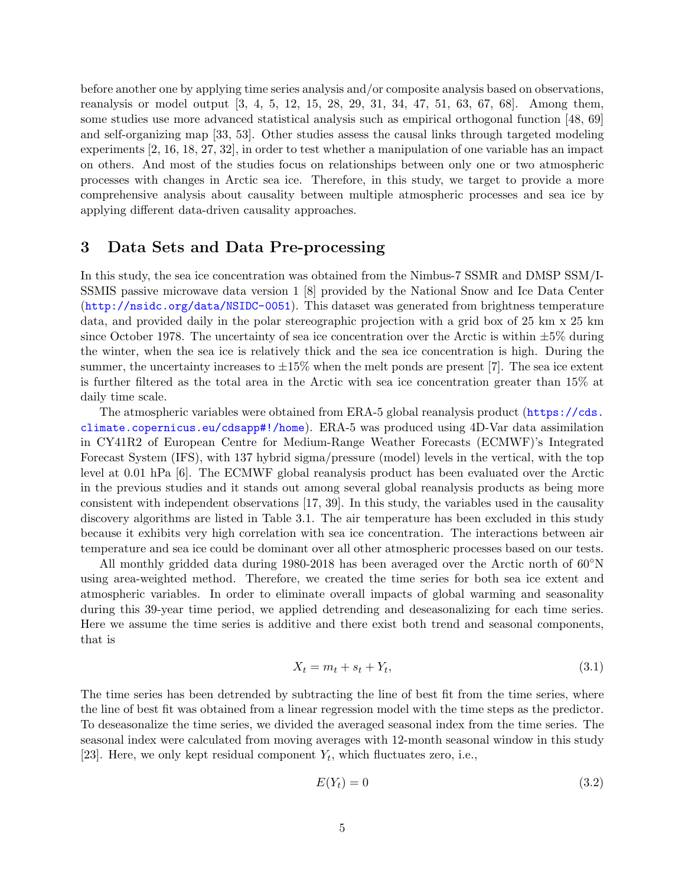before another one by applying time series analysis and/or composite analysis based on observations, reanalysis or model output [3, 4, 5, 12, 15, 28, 29, 31, 34, 47, 51, 63, 67, 68]. Among them, some studies use more advanced statistical analysis such as empirical orthogonal function [48, 69] and self-organizing map [33, 53]. Other studies assess the causal links through targeted modeling experiments [2, 16, 18, 27, 32], in order to test whether a manipulation of one variable has an impact on others. And most of the studies focus on relationships between only one or two atmospheric processes with changes in Arctic sea ice. Therefore, in this study, we target to provide a more comprehensive analysis about causality between multiple atmospheric processes and sea ice by applying different data-driven causality approaches.

## 3 Data Sets and Data Pre-processing

In this study, the sea ice concentration was obtained from the Nimbus-7 SSMR and DMSP SSM/I-SSMIS passive microwave data version 1 [8] provided by the National Snow and Ice Data Center (http://nsidc.org/data/NSIDC-0051). This dataset was generated from brightness temperature data, and provided daily in the polar stereographic projection with a grid box of 25 km x 25 km since October 1978. The uncertainty of sea ice concentration over the Arctic is within $\pm5\%$ during the winter, when the sea ice is relatively thick and the sea ice concentration is high. During the summer, the uncertainty increases to $\pm15\%$ when the melt ponds are present [7]. The sea ice extent is further filtered as the total area in the Arctic with sea ice concentration greater than 15% at daily time scale.

The atmospheric variables were obtained from ERA-5 global reanalysis product (https://cds.climate.copernicus.eu/cdsapp#!/home). ERA-5 was produced using 4D-Var data assimilation in CY41R2 of European Centre for Medium-Range Weather Forecasts (ECMWF)'s Integrated Forecast System (IFS), with 137 hybrid sigma/pressure (model) levels in the vertical, with the top level at 0.01 hPa [6]. The ECMWF global reanalysis product has been evaluated over the Arctic in the previous studies and it stands out among several global reanalysis products as being more consistent with independent observations [17, 39]. In this study, the variables used in the causality discovery algorithms are listed in Table 3.1. The air temperature has been excluded in this study because it exhibits very high correlation with sea ice concentration. The interactions between air temperature and sea ice could be dominant over all other atmospheric processes based on our tests.

All monthly gridded data during 1980-2018 has been averaged over the Arctic north of 60°N using area-weighted method. Therefore, we created the time series for both sea ice extent and atmospheric variables. In order to eliminate overall impacts of global warming and seasonality during this 39-year time period, we applied detrending and deseasonalizing for each time series. Here we assume the time series is additive and there exist both trend and seasonal components, that is

$$X_t = m_t + s_t + Y_t, \tag{3.1}$$

The time series has been detrended by subtracting the line of best fit from the time series, where the line of best fit was obtained from a linear regression model with the time steps as the predictor. To deseasonalize the time series, we divided the averaged seasonal index from the time series. The seasonal index were calculated from moving averages with 12-month seasonal window in this study [23]. Here, we only kept residual component $Y_t$, which fluctuates zero, i.e.,

$$E(Y_t) = 0 \tag{3.2}$$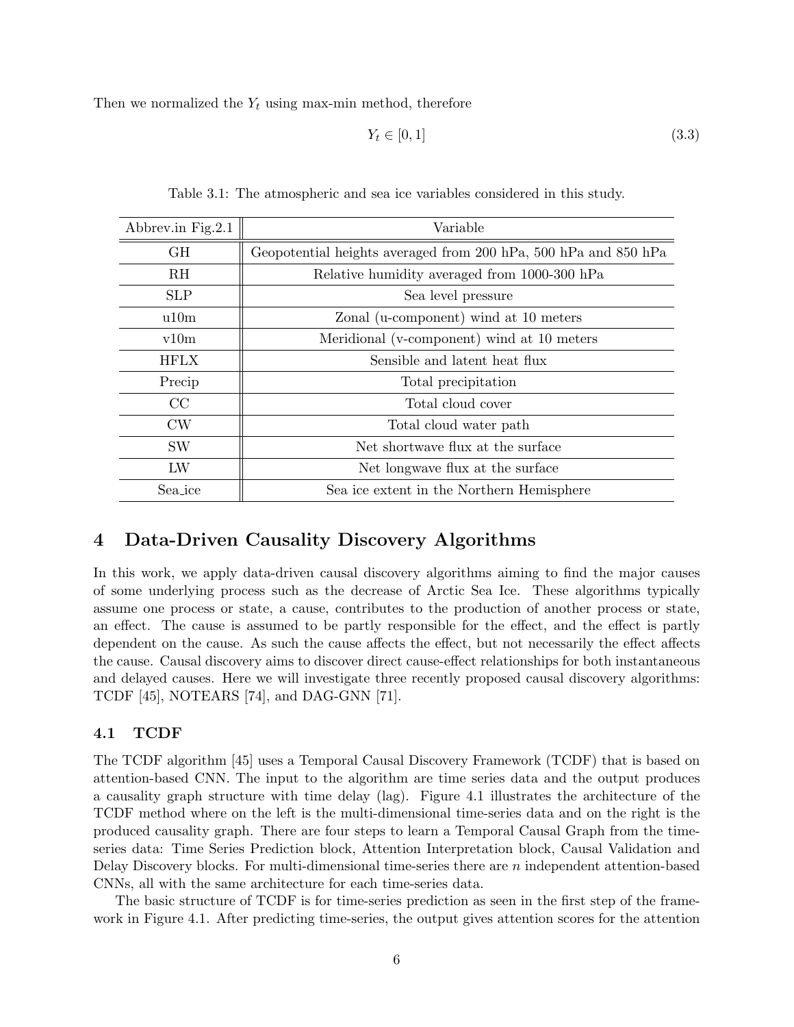Then we normalized the $Y_t$ using max-min method, therefore

$$Y_t \in [0, 1] \tag{3.3}$$

Table 3.1: The atmospheric and sea ice variables considered in this study.

| Abbrev.in Fig.2.1 | Variable |
|---|---|
| GH | Geopotential heights averaged from 200 hPa, 500 hPa and 850 hPa |
| RH | Relative humidity averaged from 1000-300 hPa |
| SLP | Sea level pressure |
| u10m | Zonal (u-component) wind at 10 meters |
| v10m | Meridional (v-component) wind at 10 meters |
| HFLX | Sensible and latent heat flux |
| Precip | Total precipitation |
| CC | Total cloud cover |
| CW | Total cloud water path |
| SW | Net shortwave flux at the surface |
| LW | Net longwave flux at the surface |
| Sea_ice | Sea ice extent in the Northern Hemisphere |

# 4 Data-Driven Causality Discovery Algorithms

In this work, we apply data-driven causal discovery algorithms aiming to find the major causes of some underlying process such as the decrease of Arctic Sea Ice. These algorithms typically assume one process or state, a cause, contributes to the production of another process or state, an effect. The cause is assumed to be partly responsible for the effect, and the effect is partly dependent on the cause. As such the cause affects the effect, but not necessarily the effect affects the cause. Causal discovery aims to discover direct cause-effect relationships for both instantaneous and delayed causes. Here we will investigate three recently proposed causal discovery algorithms: TCDF [45], NOTEARS [74], and DAG-GNN [71].

## 4.1 TCDF

The TCDF algorithm [45] uses a Temporal Causal Discovery Framework (TCDF) that is based on attention-based CNN. The input to the algorithm are time series data and the output produces a causality graph structure with time delay (lag). Figure 4.1 illustrates the architecture of the TCDF method where on the left is the multi-dimensional time-series data and on the right is the produced causality graph. There are four steps to learn a Temporal Causal Graph from the time-series data: Time Series Prediction block, Attention Interpretation block, Causal Validation and Delay Discovery blocks. For multi-dimensional time-series there are $n$ independent attention-based CNNs, all with the same architecture for each time-series data.

The basic structure of TCDF is for time-series prediction as seen in the first step of the framework in Figure 4.1. After predicting time-series, the output gives attention scores for the attention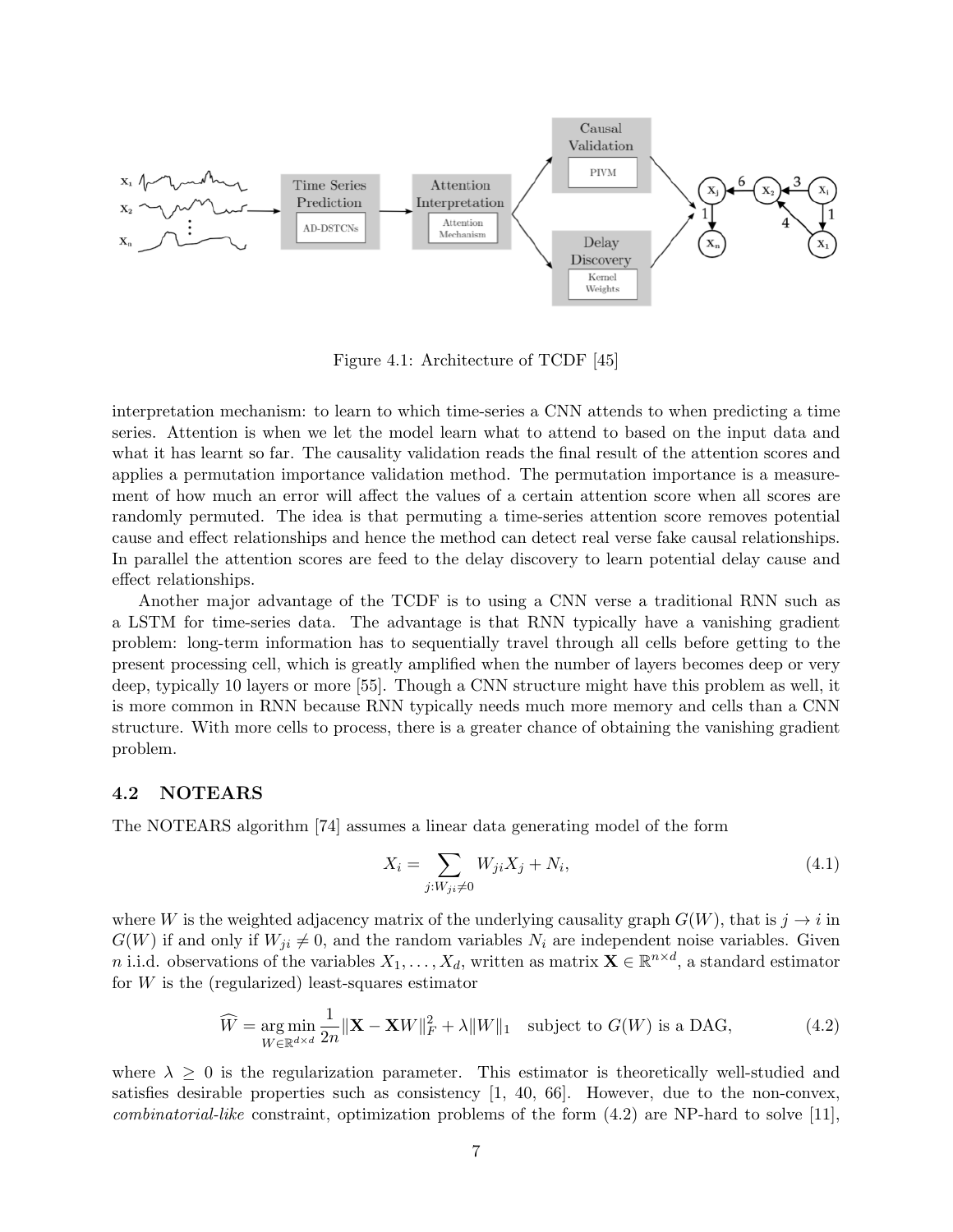Figure 4.1: Architecture of TCDF [45]

interpretation mechanism: to learn to which time-series a CNN attends to when predicting a time series. Attention is when we let the model learn what to attend to based on the input data and what it has learnt so far. The causality validation reads the final result of the attention scores and applies a permutation importance validation method. The permutation importance is a measurement of how much an error will affect the values of a certain attention score when all scores are randomly permuted. The idea is that permuting a time-series attention score removes potential cause and effect relationships and hence the method can detect real verse fake causal relationships. In parallel the attention scores are feed to the delay discovery to learn potential delay cause and effect relationships.

Another major advantage of the TCDF is to using a CNN verse a traditional RNN such as a LSTM for time-series data. The advantage is that RNN typically have a vanishing gradient problem: long-term information has to sequentially travel through all cells before getting to the present processing cell, which is greatly amplified when the number of layers becomes deep or very deep, typically 10 layers or more [55]. Though a CNN structure might have this problem as well, it is more common in RNN because RNN typically needs much more memory and cells than a CNN structure. With more cells to process, there is a greater chance of obtaining the vanishing gradient problem.

## 4.2 NOTEARS

The NOTEARS algorithm [74] assumes a linear data generating model of the form

$$X_i = \sum_{j:W_{ji} \neq 0} W_{ji} X_j + N_i, \tag{4.1}$$

where $W$ is the weighted adjacency matrix of the underlying causality graph $G(W)$, that is $j \to i$ in $G(W)$ if and only if $W_{ji} \neq 0$, and the random variables $N_i$ are independent noise variables. Given $n$ i.i.d. observations of the variables $X_1, \ldots, X_d$, written as matrix $\mathbf{X} \in \mathbb{R}^{n \times d}$, a standard estimator for $W$ is the (regularized) least-squares estimator

$$\widehat{W} = \underset{W \in \mathbb{R}^{d \times d}}{\arg\min} \frac{1}{2n} \|\mathbf{X} - \mathbf{X}W\|_F^2 + \lambda \|W\|_1 \quad \text{subject to } G(W) \text{ is a DAG}, \tag{4.2}$$

where $\lambda \geq 0$ is the regularization parameter. This estimator is theoretically well-studied and satisfies desirable properties such as consistency [1, 40, 66]. However, due to the non-convex, *combinatorial-like* constraint, optimization problems of the form (4.2) are NP-hard to solve [11],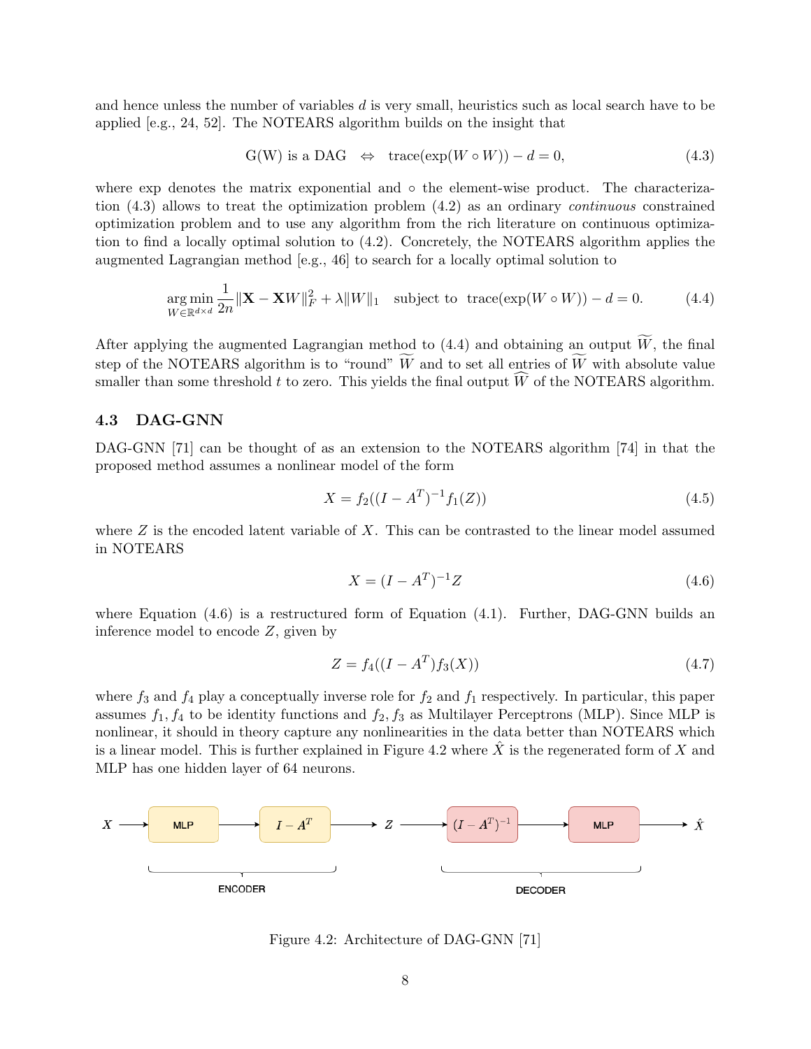and hence unless the number of variables $d$ is very small, heuristics such as local search have to be applied [e.g., 24, 52]. The NOTEARS algorithm builds on the insight that

$$\text{G(W) is a DAG} \quad \Leftrightarrow \quad \text{trace}(\exp(W \circ W)) - d = 0, \tag{4.3}$$

where exp denotes the matrix exponential and $\circ$ the element-wise product. The characterization (4.3) allows to treat the optimization problem (4.2) as an ordinary *continuous* constrained optimization problem and to use any algorithm from the rich literature on continuous optimization to find a locally optimal solution to (4.2). Concretely, the NOTEARS algorithm applies the augmented Lagrangian method [e.g., 46] to search for a locally optimal solution to

$$\arg\min_{W \in \mathbb{R}^{d \times d}} \frac{1}{2n} \|\mathbf{X} - \mathbf{X}W\|_F^2 + \lambda \|W\|_1 \quad \text{subject to} \quad \text{trace}(\exp(W \circ W)) - d = 0. \tag{4.4}$$

After applying the augmented Lagrangian method to (4.4) and obtaining an output $\widetilde{W}$, the final step of the NOTEARS algorithm is to "round" $\widetilde{W}$ and to set all entries of $\widetilde{W}$ with absolute value smaller than some threshold $t$ to zero. This yields the final output $\widehat{W}$ of the NOTEARS algorithm.

### 4.3 DAG-GNN

DAG-GNN [71] can be thought of as an extension to the NOTEARS algorithm [74] in that the proposed method assumes a nonlinear model of the form

$$X = f_2((I - A^T)^{-1} f_1(Z)) \tag{4.5}$$

where $Z$ is the encoded latent variable of $X$. This can be contrasted to the linear model assumed in NOTEARS

$$X = (I - A^T)^{-1} Z \tag{4.6}$$

where Equation (4.6) is a restructured form of Equation (4.1). Further, DAG-GNN builds an inference model to encode $Z$, given by

$$Z = f_4((I - A^T) f_3(X)) \tag{4.7}$$

where $f_3$ and $f_4$ play a conceptually inverse role for $f_2$ and $f_1$ respectively. In particular, this paper assumes $f_1, f_4$ to be identity functions and $f_2, f_3$ as Multilayer Perceptrons (MLP). Since MLP is nonlinear, it should in theory capture any nonlinearities in the data better than NOTEARS which is a linear model. This is further explained in Figure 4.2 where $\hat{X}$ is the regenerated form of $X$ and MLP has one hidden layer of 64 neurons.

$X$ → MLP → $I - A^T$ → $Z$ → $(I - A^T)^{-1}$ → MLP → $\hat{X}$

ENCODER | DECODER

Figure 4.2: Architecture of DAG-GNN [71]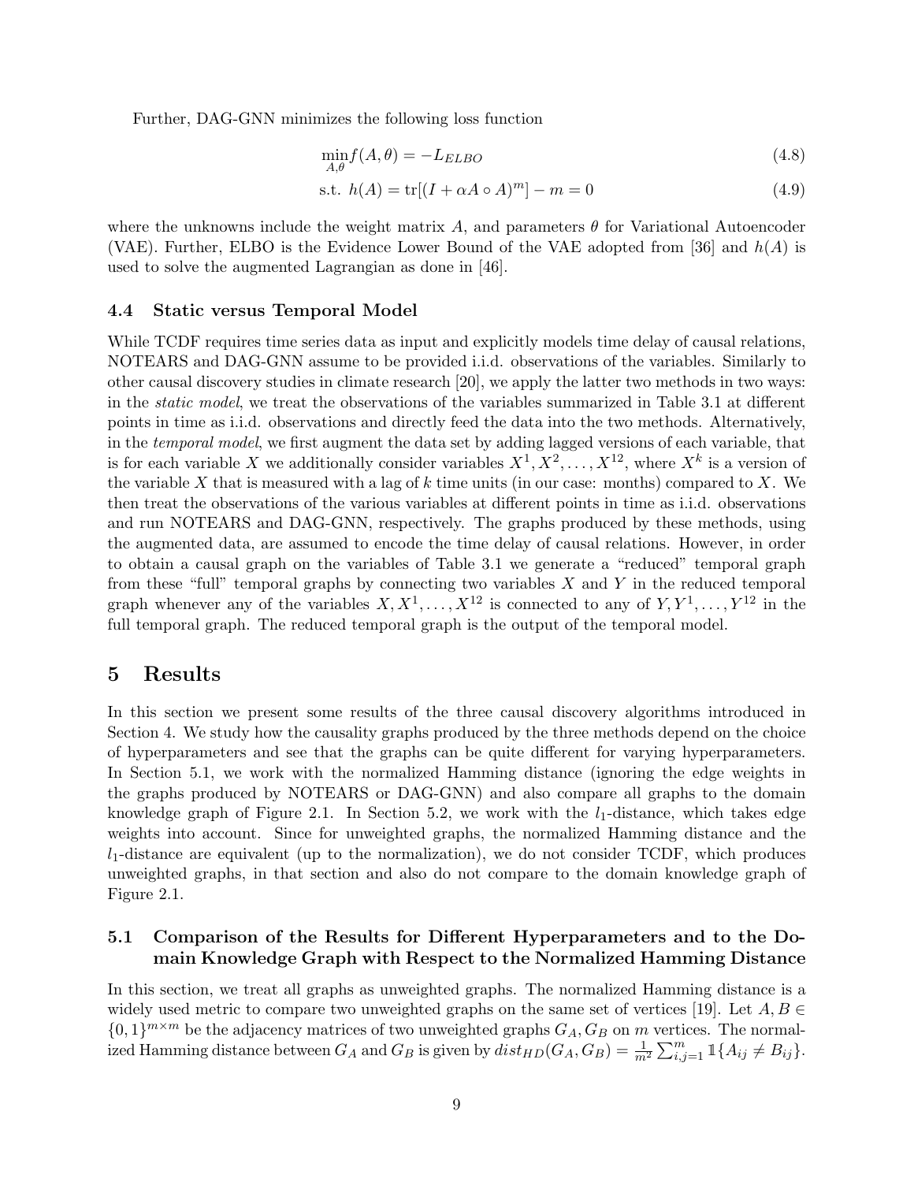Further, DAG-GNN minimizes the following loss function

$$\min_{A,\theta} f(A, \theta) = -L_{ELBO} \tag{4.8}$$

$$\text{s.t. } h(A) = \text{tr}[(I + \alpha A \circ A)^m] - m = 0 \tag{4.9}$$

where the unknowns include the weight matrix $A$, and parameters $\theta$ for Variational Autoencoder (VAE). Further, ELBO is the Evidence Lower Bound of the VAE adopted from [36] and $h(A)$ is used to solve the augmented Lagrangian as done in [46].

### 4.4 Static versus Temporal Model

While TCDF requires time series data as input and explicitly models time delay of causal relations, NOTEARS and DAG-GNN assume to be provided i.i.d. observations of the variables. Similarly to other causal discovery studies in climate research [20], we apply the latter two methods in two ways: in the *static model*, we treat the observations of the variables summarized in Table 3.1 at different points in time as i.i.d. observations and directly feed the data into the two methods. Alternatively, in the *temporal model*, we first augment the data set by adding lagged versions of each variable, that is for each variable $X$ we additionally consider variables $X^1, X^2, \ldots, X^{12}$, where $X^k$ is a version of the variable $X$ that is measured with a lag of $k$ time units (in our case: months) compared to $X$. We then treat the observations of the various variables at different points in time as i.i.d. observations and run NOTEARS and DAG-GNN, respectively. The graphs produced by these methods, using the augmented data, are assumed to encode the time delay of causal relations. However, in order to obtain a causal graph on the variables of Table 3.1 we generate a "reduced" temporal graph from these "full" temporal graphs by connecting two variables $X$ and $Y$ in the reduced temporal graph whenever any of the variables $X, X^1, \ldots, X^{12}$ is connected to any of $Y, Y^1, \ldots, Y^{12}$ in the full temporal graph. The reduced temporal graph is the output of the temporal model.

## 5 Results

In this section we present some results of the three causal discovery algorithms introduced in Section 4. We study how the causality graphs produced by the three methods depend on the choice of hyperparameters and see that the graphs can be quite different for varying hyperparameters. In Section 5.1, we work with the normalized Hamming distance (ignoring the edge weights in the graphs produced by NOTEARS or DAG-GNN) and also compare all graphs to the domain knowledge graph of Figure 2.1. In Section 5.2, we work with the $l_1$-distance, which takes edge weights into account. Since for unweighted graphs, the normalized Hamming distance and the $l_1$-distance are equivalent (up to the normalization), we do not consider TCDF, which produces unweighted graphs, in that section and also do not compare to the domain knowledge graph of Figure 2.1.

### 5.1 Comparison of the Results for Different Hyperparameters and to the Domain Knowledge Graph with Respect to the Normalized Hamming Distance

In this section, we treat all graphs as unweighted graphs. The normalized Hamming distance is a widely used metric to compare two unweighted graphs on the same set of vertices [19]. Let $A, B \in \{0,1\}^{m \times m}$ be the adjacency matrices of two unweighted graphs $G_A, G_B$ on $m$ vertices. The normalized Hamming distance between $G_A$ and $G_B$ is given by $dist_{HD}(G_A, G_B) = \frac{1}{m^2} \sum_{i,j=1}^{m} \mathbb{1}\{A_{ij} \neq B_{ij}\}$.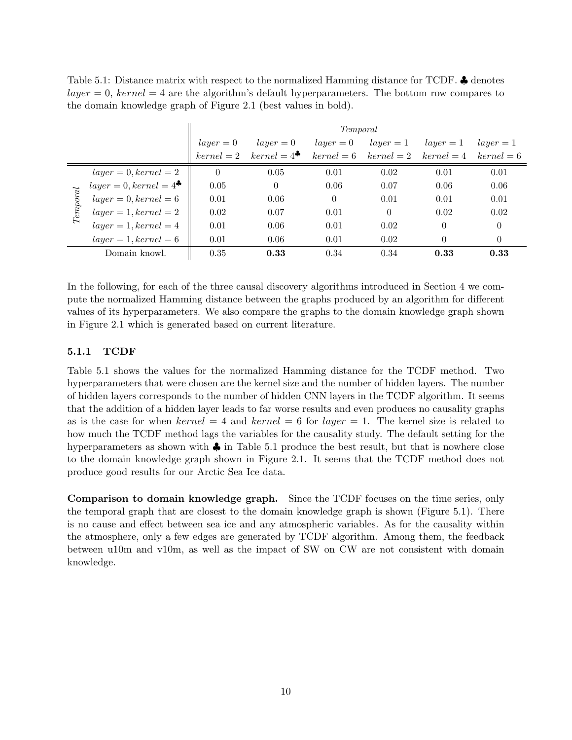Table 5.1: Distance matrix with respect to the normalized Hamming distance for TCDF. ♣ denotes $layer = 0$, $kernel = 4$ are the algorithm's default hyperparameters. The bottom row compares to the domain knowledge graph of Figure 2.1 (best values in bold).

| | | *Temporal* | | | | | |
|---|---|---|---|---|---|---|---|
| | | $layer = 0$ $kernel = 2$ | $layer = 0$ $kernel = 4$♣ | $layer = 0$ $kernel = 6$ | $layer = 1$ $kernel = 2$ | $layer = 1$ $kernel = 4$ | $layer = 1$ $kernel = 6$ |
| *Temporal* | $layer = 0, kernel = 2$ | 0 | 0.05 | 0.01 | 0.02 | 0.01 | 0.01 |
| | $layer = 0, kernel = 4$♣ | 0.05 | 0 | 0.06 | 0.07 | 0.06 | 0.06 |
| | $layer = 0, kernel = 6$ | 0.01 | 0.06 | 0 | 0.01 | 0.01 | 0.01 |
| | $layer = 1, kernel = 2$ | 0.02 | 0.07 | 0.01 | 0 | 0.02 | 0.02 |
| | $layer = 1, kernel = 4$ | 0.01 | 0.06 | 0.01 | 0.02 | 0 | 0 |
| | $layer = 1, kernel = 6$ | 0.01 | 0.06 | 0.01 | 0.02 | 0 | 0 |
| Domain knowl. | | 0.35 | **0.33** | 0.34 | 0.34 | **0.33** | **0.33** |

In the following, for each of the three causal discovery algorithms introduced in Section 4 we compute the normalized Hamming distance between the graphs produced by an algorithm for different values of its hyperparameters. We also compare the graphs to the domain knowledge graph shown in Figure 2.1 which is generated based on current literature.

### 5.1.1 TCDF

Table 5.1 shows the values for the normalized Hamming distance for the TCDF method. Two hyperparameters that were chosen are the kernel size and the number of hidden layers. The number of hidden layers corresponds to the number of hidden CNN layers in the TCDF algorithm. It seems that the addition of a hidden layer leads to far worse results and even produces no causality graphs as is the case for when $kernel = 4$ and $kernel = 6$ for $layer = 1$. The kernel size is related to how much the TCDF method lags the variables for the causality study. The default setting for the hyperparameters as shown with ♣ in Table 5.1 produce the best result, but that is nowhere close to the domain knowledge graph shown in Figure 2.1. It seems that the TCDF method does not produce good results for our Arctic Sea Ice data.

**Comparison to domain knowledge graph.** Since the TCDF focuses on the time series, only the temporal graph that are closest to the domain knowledge graph is shown (Figure 5.1). There is no cause and effect between sea ice and any atmospheric variables. As for the causality within the atmosphere, only a few edges are generated by TCDF algorithm. Among them, the feedback between u10m and v10m, as well as the impact of SW on CW are not consistent with domain knowledge.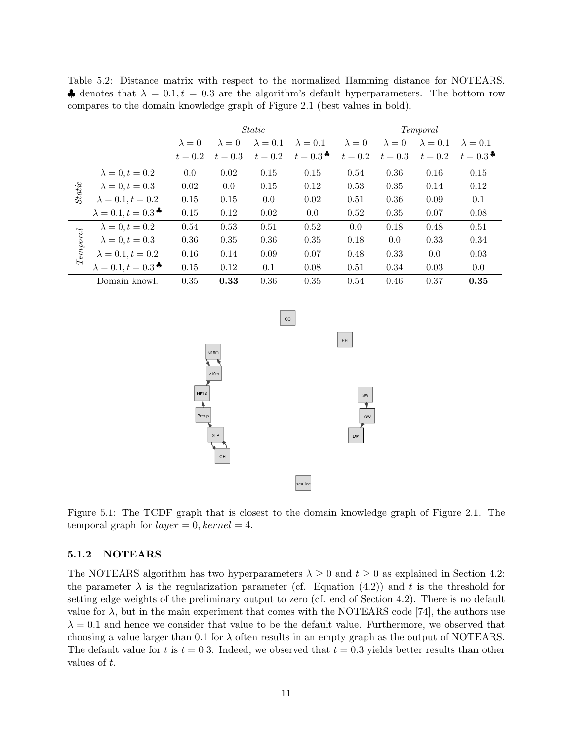Table 5.2: Distance matrix with respect to the normalized Hamming distance for NOTEARS. ♣ denotes that $\lambda = 0.1, t = 0.3$ are the algorithm's default hyperparameters. The bottom row compares to the domain knowledge graph of Figure 2.1 (best values in bold).

| | | *Static* | | | | *Temporal* | | | |
|---|---|---|---|---|---|---|---|---|---|
| | | $\lambda = 0$, $t = 0.2$ | $\lambda = 0$, $t = 0.3$ | $\lambda = 0.1$, $t = 0.2$ | $\lambda = 0.1$, $t = 0.3^♣$ | $\lambda = 0$, $t = 0.2$ | $\lambda = 0$, $t = 0.3$ | $\lambda = 0.1$, $t = 0.2$ | $\lambda = 0.1$, $t = 0.3^♣$ |
| *Static* | $\lambda = 0, t = 0.2$ | 0.0 | 0.02 | 0.15 | 0.15 | 0.54 | 0.36 | 0.16 | 0.15 |
| | $\lambda = 0, t = 0.3$ | 0.02 | 0.0 | 0.15 | 0.12 | 0.53 | 0.35 | 0.14 | 0.12 |
| | $\lambda = 0.1, t = 0.2$ | 0.15 | 0.15 | 0.0 | 0.02 | 0.51 | 0.36 | 0.09 | 0.1 |
| | $\lambda = 0.1, t = 0.3^♣$ | 0.15 | 0.12 | 0.02 | 0.0 | 0.52 | 0.35 | 0.07 | 0.08 |
| *Temporal* | $\lambda = 0, t = 0.2$ | 0.54 | 0.53 | 0.51 | 0.52 | 0.0 | 0.18 | 0.48 | 0.51 |
| | $\lambda = 0, t = 0.3$ | 0.36 | 0.35 | 0.36 | 0.35 | 0.18 | 0.0 | 0.33 | 0.34 |
| | $\lambda = 0.1, t = 0.2$ | 0.16 | 0.14 | 0.09 | 0.07 | 0.48 | 0.33 | 0.0 | 0.03 |
| | $\lambda = 0.1, t = 0.3^♣$ | 0.15 | 0.12 | 0.1 | 0.08 | 0.51 | 0.34 | 0.03 | 0.0 |
| | Domain knowl. | 0.35 | **0.33** | 0.36 | 0.35 | 0.54 | 0.46 | 0.37 | **0.35** |

Figure 5.1: The TCDF graph that is closest to the domain knowledge graph of Figure 2.1. The temporal graph for $layer = 0, kernel = 4$.

### 5.1.2 NOTEARS

The NOTEARS algorithm has two hyperparameters $\lambda \geq 0$ and $t \geq 0$ as explained in Section 4.2: the parameter $\lambda$ is the regularization parameter (cf. Equation (4.2)) and $t$ is the threshold for setting edge weights of the preliminary output to zero (cf. end of Section 4.2). There is no default value for $\lambda$, but in the main experiment that comes with the NOTEARS code [74], the authors use $\lambda = 0.1$ and hence we consider that value to be the default value. Furthermore, we observed that choosing a value larger than 0.1 for $\lambda$ often results in an empty graph as the output of NOTEARS. The default value for $t$ is $t = 0.3$. Indeed, we observed that $t = 0.3$ yields better results than other values of $t$.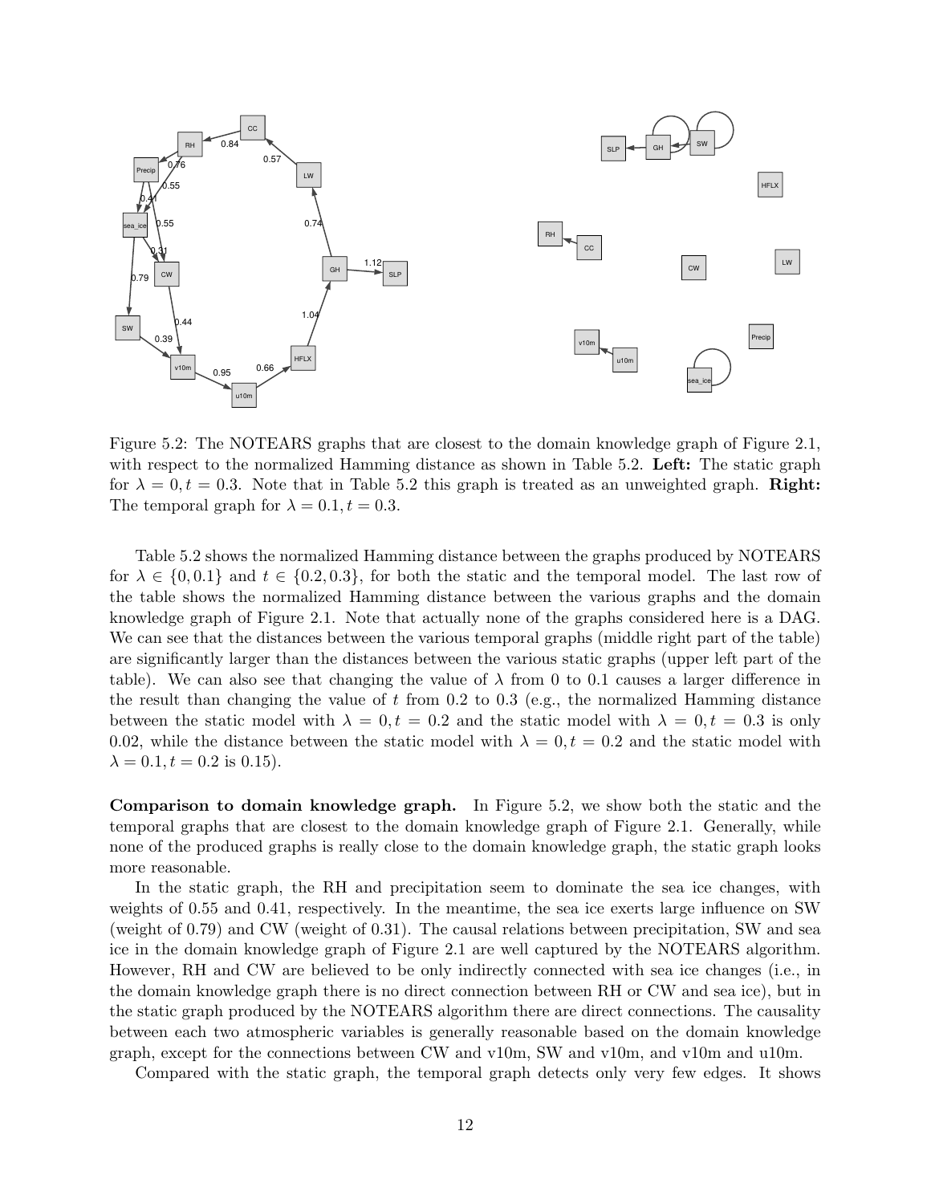Figure 5.2: The NOTEARS graphs that are closest to the domain knowledge graph of Figure 2.1, with respect to the normalized Hamming distance as shown in Table 5.2. **Left:** The static graph for $\lambda = 0, t = 0.3$. Note that in Table 5.2 this graph is treated as an unweighted graph. **Right:** The temporal graph for $\lambda = 0.1, t = 0.3$.

Table 5.2 shows the normalized Hamming distance between the graphs produced by NOTEARS for $\lambda \in \{0, 0.1\}$ and $t \in \{0.2, 0.3\}$, for both the static and the temporal model. The last row of the table shows the normalized Hamming distance between the various graphs and the domain knowledge graph of Figure 2.1. Note that actually none of the graphs considered here is a DAG. We can see that the distances between the various temporal graphs (middle right part of the table) are significantly larger than the distances between the various static graphs (upper left part of the table). We can also see that changing the value of $\lambda$ from 0 to 0.1 causes a larger difference in the result than changing the value of $t$ from 0.2 to 0.3 (e.g., the normalized Hamming distance between the static model with $\lambda = 0, t = 0.2$ and the static model with $\lambda = 0, t = 0.3$ is only 0.02, while the distance between the static model with $\lambda = 0, t = 0.2$ and the static model with $\lambda = 0.1, t = 0.2$ is 0.15).

**Comparison to domain knowledge graph.** In Figure 5.2, we show both the static and the temporal graphs that are closest to the domain knowledge graph of Figure 2.1. Generally, while none of the produced graphs is really close to the domain knowledge graph, the static graph looks more reasonable.

In the static graph, the RH and precipitation seem to dominate the sea ice changes, with weights of 0.55 and 0.41, respectively. In the meantime, the sea ice exerts large influence on SW (weight of 0.79) and CW (weight of 0.31). The causal relations between precipitation, SW and sea ice in the domain knowledge graph of Figure 2.1 are well captured by the NOTEARS algorithm. However, RH and CW are believed to be only indirectly connected with sea ice changes (i.e., in the domain knowledge graph there is no direct connection between RH or CW and sea ice), but in the static graph produced by the NOTEARS algorithm there are direct connections. The causality between each two atmospheric variables is generally reasonable based on the domain knowledge graph, except for the connections between CW and v10m, SW and v10m, and v10m and u10m.

Compared with the static graph, the temporal graph detects only very few edges. It shows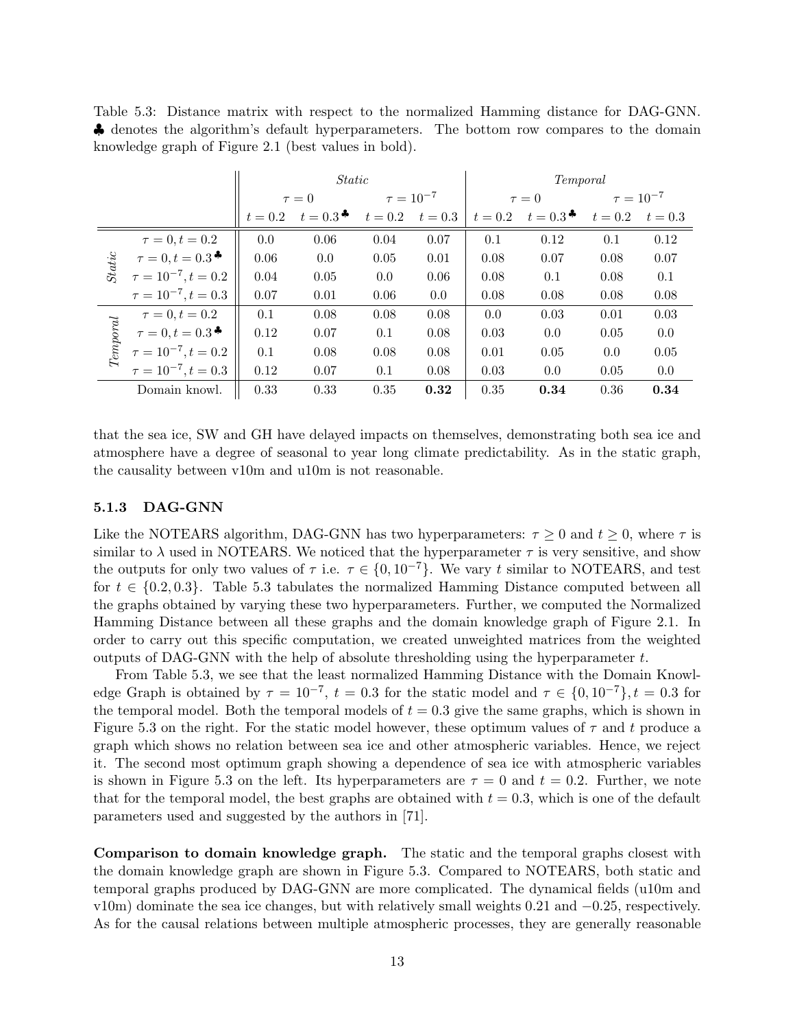Table 5.3: Distance matrix with respect to the normalized Hamming distance for DAG-GNN. ♣ denotes the algorithm's default hyperparameters. The bottom row compares to the domain knowledge graph of Figure 2.1 (best values in bold).

| | | *Static* | | | | *Temporal* | | | |
|---|---|---|---|---|---|---|---|---|---|
| | | $\tau = 0$ | | $\tau = 10^{-7}$ | | $\tau = 0$ | | $\tau = 10^{-7}$ | |
| | | $t = 0.2$ | $t = 0.3$♣ | $t = 0.2$ | $t = 0.3$ | $t = 0.2$ | $t = 0.3$♣ | $t = 0.2$ | $t = 0.3$ |
| *Static* | $\tau = 0, t = 0.2$ | 0.0 | 0.06 | 0.04 | 0.07 | 0.1 | 0.12 | 0.1 | 0.12 |
| | $\tau = 0, t = 0.3$♣ | 0.06 | 0.0 | 0.05 | 0.01 | 0.08 | 0.07 | 0.08 | 0.07 |
| | $\tau = 10^{-7}, t = 0.2$ | 0.04 | 0.05 | 0.0 | 0.06 | 0.08 | 0.1 | 0.08 | 0.1 |
| | $\tau = 10^{-7}, t = 0.3$ | 0.07 | 0.01 | 0.06 | 0.0 | 0.08 | 0.08 | 0.08 | 0.08 |
| *Temporal* | $\tau = 0, t = 0.2$ | 0.1 | 0.08 | 0.08 | 0.08 | 0.0 | 0.03 | 0.01 | 0.03 |
| | $\tau = 0, t = 0.3$♣ | 0.12 | 0.07 | 0.1 | 0.08 | 0.03 | 0.0 | 0.05 | 0.0 |
| | $\tau = 10^{-7}, t = 0.2$ | 0.1 | 0.08 | 0.08 | 0.08 | 0.01 | 0.05 | 0.0 | 0.05 |
| | $\tau = 10^{-7}, t = 0.3$ | 0.12 | 0.07 | 0.1 | 0.08 | 0.03 | 0.0 | 0.05 | 0.0 |
| | Domain knowl. | 0.33 | 0.33 | 0.35 | **0.32** | 0.35 | **0.34** | 0.36 | **0.34** |

that the sea ice, SW and GH have delayed impacts on themselves, demonstrating both sea ice and atmosphere have a degree of seasonal to year long climate predictability. As in the static graph, the causality between v10m and u10m is not reasonable.

### 5.1.3 DAG-GNN

Like the NOTEARS algorithm, DAG-GNN has two hyperparameters: $\tau \geq 0$ and $t \geq 0$, where $\tau$ is similar to $\lambda$ used in NOTEARS. We noticed that the hyperparameter $\tau$ is very sensitive, and show the outputs for only two values of $\tau$ i.e. $\tau \in \{0, 10^{-7}\}$. We vary $t$ similar to NOTEARS, and test for $t \in \{0.2, 0.3\}$. Table 5.3 tabulates the normalized Hamming Distance computed between all the graphs obtained by varying these two hyperparameters. Further, we computed the Normalized Hamming Distance between all these graphs and the domain knowledge graph of Figure 2.1. In order to carry out this specific computation, we created unweighted matrices from the weighted outputs of DAG-GNN with the help of absolute thresholding using the hyperparameter $t$.

From Table 5.3, we see that the least normalized Hamming Distance with the Domain Knowledge Graph is obtained by $\tau = 10^{-7}$, $t = 0.3$ for the static model and $\tau \in \{0, 10^{-7}\}, t = 0.3$ for the temporal model. Both the temporal models of $t = 0.3$ give the same graphs, which is shown in Figure 5.3 on the right. For the static model however, these optimum values of $\tau$ and $t$ produce a graph which shows no relation between sea ice and other atmospheric variables. Hence, we reject it. The second most optimum graph showing a dependence of sea ice with atmospheric variables is shown in Figure 5.3 on the left. Its hyperparameters are $\tau = 0$ and $t = 0.2$. Further, we note that for the temporal model, the best graphs are obtained with $t = 0.3$, which is one of the default parameters used and suggested by the authors in [71].

**Comparison to domain knowledge graph.** The static and the temporal graphs closest with the domain knowledge graph are shown in Figure 5.3. Compared to NOTEARS, both static and temporal graphs produced by DAG-GNN are more complicated. The dynamical fields (u10m and v10m) dominate the sea ice changes, but with relatively small weights 0.21 and −0.25, respectively. As for the causal relations between multiple atmospheric processes, they are generally reasonable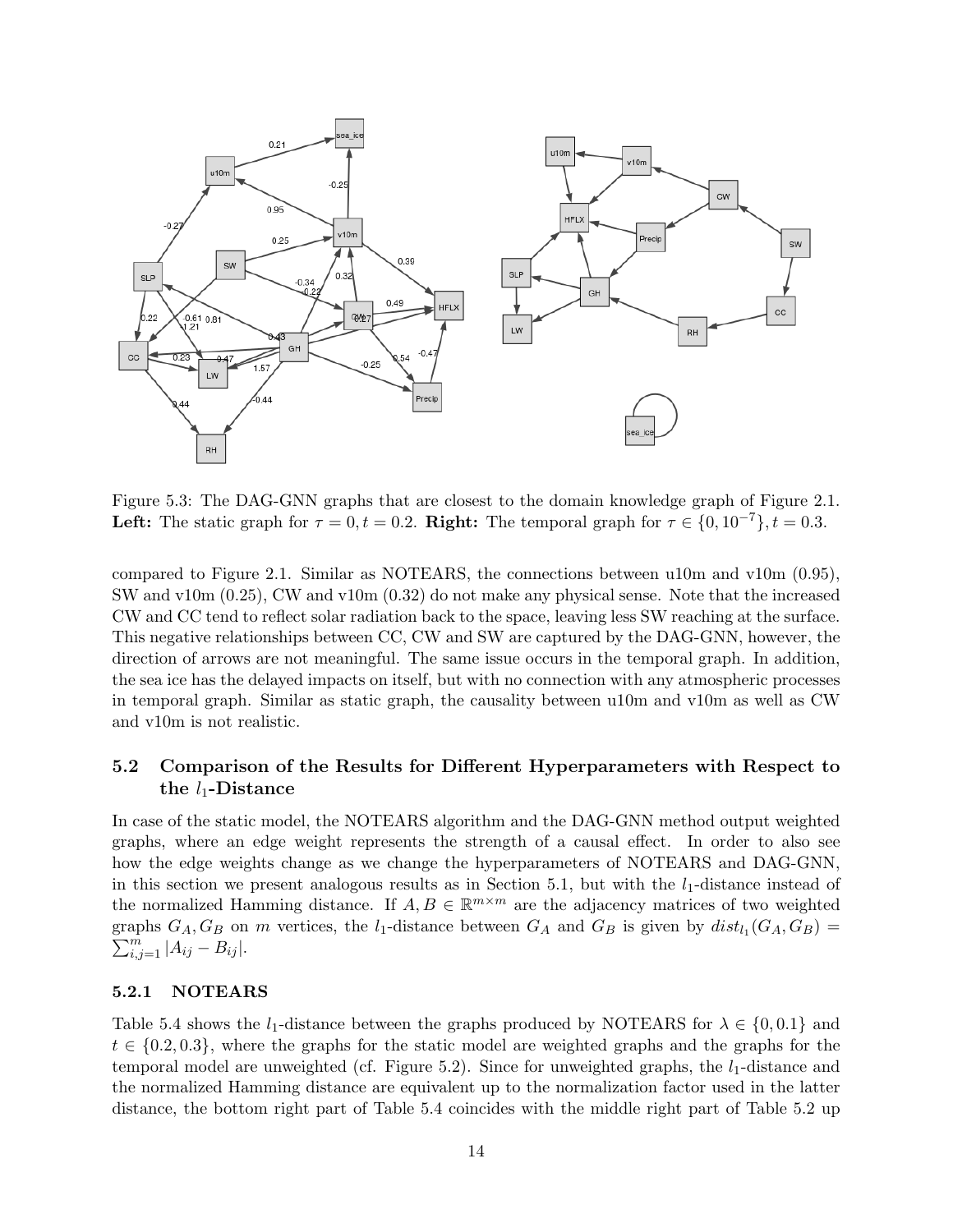Figure 5.3: The DAG-GNN graphs that are closest to the domain knowledge graph of Figure 2.1. **Left:** The static graph for $\tau = 0, t = 0.2$. **Right:** The temporal graph for $\tau \in \{0, 10^{-7}\}, t = 0.3$.

compared to Figure 2.1. Similar as NOTEARS, the connections between u10m and v10m (0.95), SW and v10m (0.25), CW and v10m (0.32) do not make any physical sense. Note that the increased CW and CC tend to reflect solar radiation back to the space, leaving less SW reaching at the surface. This negative relationships between CC, CW and SW are captured by the DAG-GNN, however, the direction of arrows are not meaningful. The same issue occurs in the temporal graph. In addition, the sea ice has the delayed impacts on itself, but with no connection with any atmospheric processes in temporal graph. Similar as static graph, the causality between u10m and v10m as well as CW and v10m is not realistic.

## 5.2 Comparison of the Results for Different Hyperparameters with Respect to the $l_1$-Distance

In case of the static model, the NOTEARS algorithm and the DAG-GNN method output weighted graphs, where an edge weight represents the strength of a causal effect. In order to also see how the edge weights change as we change the hyperparameters of NOTEARS and DAG-GNN, in this section we present analogous results as in Section 5.1, but with the $l_1$-distance instead of the normalized Hamming distance. If $A, B \in \mathbb{R}^{m \times m}$ are the adjacency matrices of two weighted graphs $G_A, G_B$ on $m$ vertices, the $l_1$-distance between $G_A$ and $G_B$ is given by $dist_{l_1}(G_A, G_B) = \sum_{i,j=1}^{m} |A_{ij} - B_{ij}|$.

### 5.2.1 NOTEARS

Table 5.4 shows the $l_1$-distance between the graphs produced by NOTEARS for $\lambda \in \{0, 0.1\}$ and $t \in \{0.2, 0.3\}$, where the graphs for the static model are weighted graphs and the graphs for the temporal model are unweighted (cf. Figure 5.2). Since for unweighted graphs, the $l_1$-distance and the normalized Hamming distance are equivalent up to the normalization factor used in the latter distance, the bottom right part of Table 5.4 coincides with the middle right part of Table 5.2 up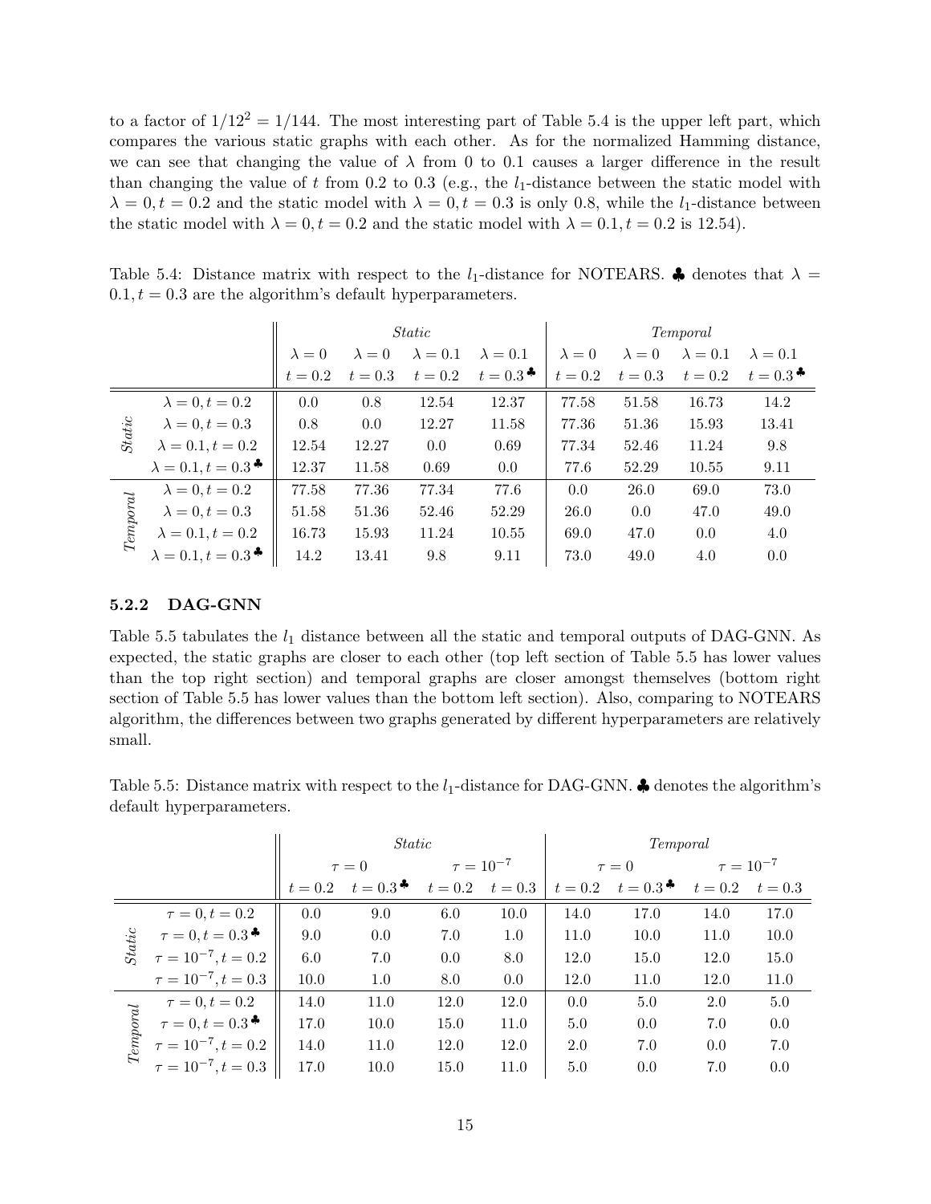to a factor of $1/12^2 = 1/144$. The most interesting part of Table 5.4 is the upper left part, which compares the various static graphs with each other. As for the normalized Hamming distance, we can see that changing the value of $\lambda$ from 0 to 0.1 causes a larger difference in the result than changing the value of $t$ from 0.2 to 0.3 (e.g., the $l_1$-distance between the static model with $\lambda = 0, t = 0.2$ and the static model with $\lambda = 0, t = 0.3$ is only 0.8, while the $l_1$-distance between the static model with $\lambda = 0, t = 0.2$ and the static model with $\lambda = 0.1, t = 0.2$ is 12.54).

Table 5.4: Distance matrix with respect to the $l_1$-distance for NOTEARS. ♣ denotes that $\lambda = 0.1, t = 0.3$ are the algorithm's default hyperparameters.

| | | *Static* | | | | *Temporal* | | | |
|---|---|---|---|---|---|---|---|---|---|
| | | $\lambda = 0$, $t = 0.2$ | $\lambda = 0$, $t = 0.3$ | $\lambda = 0.1$, $t = 0.2$ | $\lambda = 0.1$, $t = 0.3$♣ | $\lambda = 0$, $t = 0.2$ | $\lambda = 0$, $t = 0.3$ | $\lambda = 0.1$, $t = 0.2$ | $\lambda = 0.1$, $t = 0.3$♣ |
| *Static* | $\lambda = 0, t = 0.2$ | 0.0 | 0.8 | 12.54 | 12.37 | 77.58 | 51.58 | 16.73 | 14.2 |
| | $\lambda = 0, t = 0.3$ | 0.8 | 0.0 | 12.27 | 11.58 | 77.36 | 51.36 | 15.93 | 13.41 |
| | $\lambda = 0.1, t = 0.2$ | 12.54 | 12.27 | 0.0 | 0.69 | 77.34 | 52.46 | 11.24 | 9.8 |
| | $\lambda = 0.1, t = 0.3$♣ | 12.37 | 11.58 | 0.69 | 0.0 | 77.6 | 52.29 | 10.55 | 9.11 |
| *Temporal* | $\lambda = 0, t = 0.2$ | 77.58 | 77.36 | 77.34 | 77.6 | 0.0 | 26.0 | 69.0 | 73.0 |
| | $\lambda = 0, t = 0.3$ | 51.58 | 51.36 | 52.46 | 52.29 | 26.0 | 0.0 | 47.0 | 49.0 |
| | $\lambda = 0.1, t = 0.2$ | 16.73 | 15.93 | 11.24 | 10.55 | 69.0 | 47.0 | 0.0 | 4.0 |
| | $\lambda = 0.1, t = 0.3$♣ | 14.2 | 13.41 | 9.8 | 9.11 | 73.0 | 49.0 | 4.0 | 0.0 |

### 5.2.2 DAG-GNN

Table 5.5 tabulates the $l_1$ distance between all the static and temporal outputs of DAG-GNN. As expected, the static graphs are closer to each other (top left section of Table 5.5 has lower values than the top right section) and temporal graphs are closer amongst themselves (bottom right section of Table 5.5 has lower values than the bottom left section). Also, comparing to NOTEARS algorithm, the differences between two graphs generated by different hyperparameters are relatively small.

Table 5.5: Distance matrix with respect to the $l_1$-distance for DAG-GNN. ♣ denotes the algorithm's default hyperparameters.

| | | *Static* | | | | *Temporal* | | | |
|---|---|---|---|---|---|---|---|---|---|
| | | $\tau = 0$ | | $\tau = 10^{-7}$ | | $\tau = 0$ | | $\tau = 10^{-7}$ | |
| | | $t = 0.2$ | $t = 0.3$♣ | $t = 0.2$ | $t = 0.3$ | $t = 0.2$ | $t = 0.3$♣ | $t = 0.2$ | $t = 0.3$ |
| *Static* | $\tau = 0, t = 0.2$ | 0.0 | 9.0 | 6.0 | 10.0 | 14.0 | 17.0 | 14.0 | 17.0 |
| | $\tau = 0, t = 0.3$♣ | 9.0 | 0.0 | 7.0 | 1.0 | 11.0 | 10.0 | 11.0 | 10.0 |
| | $\tau = 10^{-7}, t = 0.2$ | 6.0 | 7.0 | 0.0 | 8.0 | 12.0 | 15.0 | 12.0 | 15.0 |
| | $\tau = 10^{-7}, t = 0.3$ | 10.0 | 1.0 | 8.0 | 0.0 | 12.0 | 11.0 | 12.0 | 11.0 |
| *Temporal* | $\tau = 0, t = 0.2$ | 14.0 | 11.0 | 12.0 | 12.0 | 0.0 | 5.0 | 2.0 | 5.0 |
| | $\tau = 0, t = 0.3$♣ | 17.0 | 10.0 | 15.0 | 11.0 | 5.0 | 0.0 | 7.0 | 0.0 |
| | $\tau = 10^{-7}, t = 0.2$ | 14.0 | 11.0 | 12.0 | 12.0 | 2.0 | 7.0 | 0.0 | 7.0 |
| | $\tau = 10^{-7}, t = 0.3$ | 17.0 | 10.0 | 15.0 | 11.0 | 5.0 | 0.0 | 7.0 | 0.0 |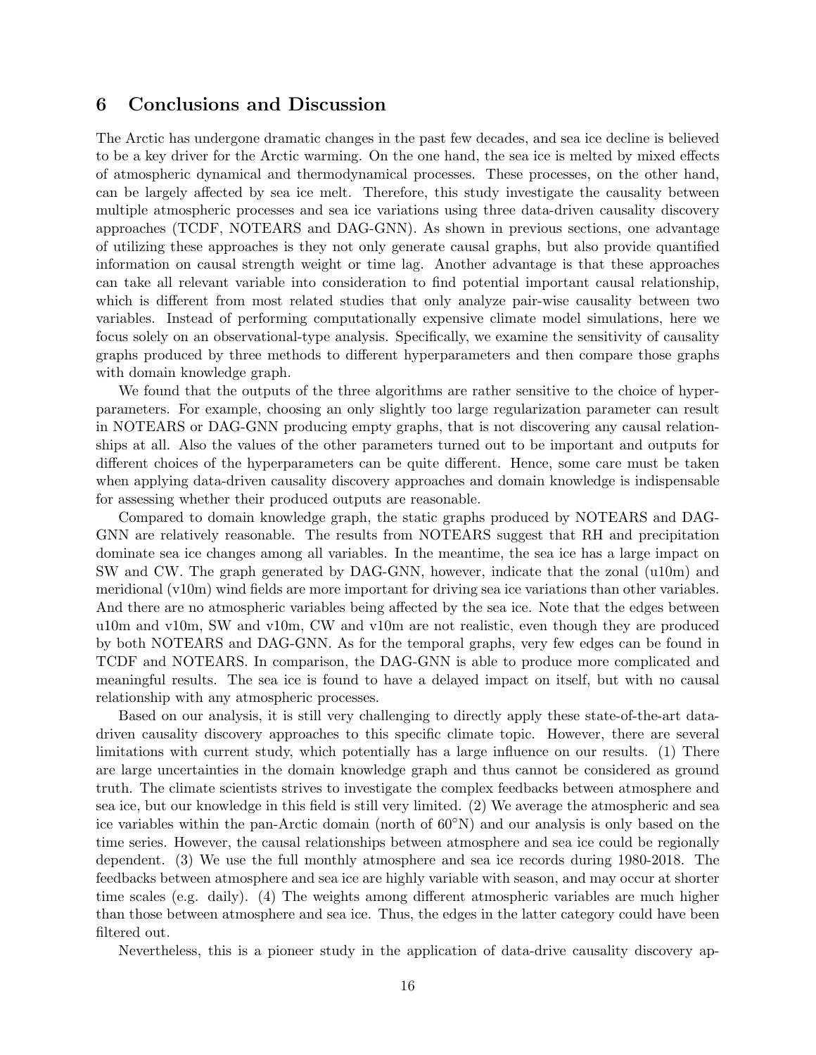## 6 Conclusions and Discussion

The Arctic has undergone dramatic changes in the past few decades, and sea ice decline is believed to be a key driver for the Arctic warming. On the one hand, the sea ice is melted by mixed effects of atmospheric dynamical and thermodynamical processes. These processes, on the other hand, can be largely affected by sea ice melt. Therefore, this study investigate the causality between multiple atmospheric processes and sea ice variations using three data-driven causality discovery approaches (TCDF, NOTEARS and DAG-GNN). As shown in previous sections, one advantage of utilizing these approaches is they not only generate causal graphs, but also provide quantified information on causal strength weight or time lag. Another advantage is that these approaches can take all relevant variable into consideration to find potential important causal relationship, which is different from most related studies that only analyze pair-wise causality between two variables. Instead of performing computationally expensive climate model simulations, here we focus solely on an observational-type analysis. Specifically, we examine the sensitivity of causality graphs produced by three methods to different hyperparameters and then compare those graphs with domain knowledge graph.

We found that the outputs of the three algorithms are rather sensitive to the choice of hyperparameters. For example, choosing an only slightly too large regularization parameter can result in NOTEARS or DAG-GNN producing empty graphs, that is not discovering any causal relationships at all. Also the values of the other parameters turned out to be important and outputs for different choices of the hyperparameters can be quite different. Hence, some care must be taken when applying data-driven causality discovery approaches and domain knowledge is indispensable for assessing whether their produced outputs are reasonable.

Compared to domain knowledge graph, the static graphs produced by NOTEARS and DAG-GNN are relatively reasonable. The results from NOTEARS suggest that RH and precipitation dominate sea ice changes among all variables. In the meantime, the sea ice has a large impact on SW and CW. The graph generated by DAG-GNN, however, indicate that the zonal (u10m) and meridional (v10m) wind fields are more important for driving sea ice variations than other variables. And there are no atmospheric variables being affected by the sea ice. Note that the edges between u10m and v10m, SW and v10m, CW and v10m are not realistic, even though they are produced by both NOTEARS and DAG-GNN. As for the temporal graphs, very few edges can be found in TCDF and NOTEARS. In comparison, the DAG-GNN is able to produce more complicated and meaningful results. The sea ice is found to have a delayed impact on itself, but with no causal relationship with any atmospheric processes.

Based on our analysis, it is still very challenging to directly apply these state-of-the-art data-driven causality discovery approaches to this specific climate topic. However, there are several limitations with current study, which potentially has a large influence on our results. (1) There are large uncertainties in the domain knowledge graph and thus cannot be considered as ground truth. The climate scientists strives to investigate the complex feedbacks between atmosphere and sea ice, but our knowledge in this field is still very limited. (2) We average the atmospheric and sea ice variables within the pan-Arctic domain (north of 60°N) and our analysis is only based on the time series. However, the causal relationships between atmosphere and sea ice could be regionally dependent. (3) We use the full monthly atmosphere and sea ice records during 1980-2018. The feedbacks between atmosphere and sea ice are highly variable with season, and may occur at shorter time scales (e.g. daily). (4) The weights among different atmospheric variables are much higher than those between atmosphere and sea ice. Thus, the edges in the latter category could have been filtered out.

Nevertheless, this is a pioneer study in the application of data-drive causality discovery ap-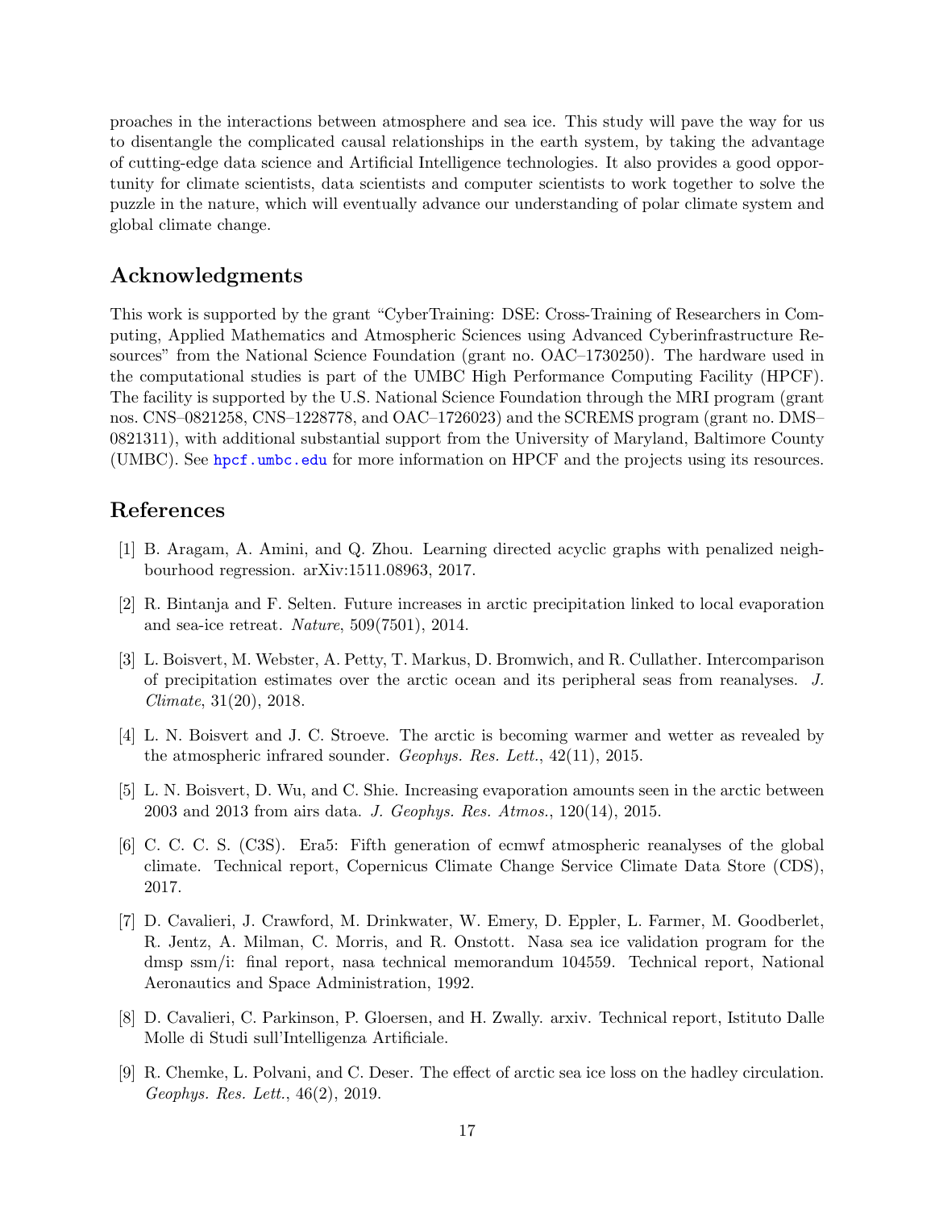proaches in the interactions between atmosphere and sea ice. This study will pave the way for us to disentangle the complicated causal relationships in the earth system, by taking the advantage of cutting-edge data science and Artificial Intelligence technologies. It also provides a good opportunity for climate scientists, data scientists and computer scientists to work together to solve the puzzle in the nature, which will eventually advance our understanding of polar climate system and global climate change.

## Acknowledgments

This work is supported by the grant "CyberTraining: DSE: Cross-Training of Researchers in Computing, Applied Mathematics and Atmospheric Sciences using Advanced Cyberinfrastructure Resources" from the National Science Foundation (grant no. OAC–1730250). The hardware used in the computational studies is part of the UMBC High Performance Computing Facility (HPCF). The facility is supported by the U.S. National Science Foundation through the MRI program (grant nos. CNS–0821258, CNS–1228778, and OAC–1726023) and the SCREMS program (grant no. DMS–0821311), with additional substantial support from the University of Maryland, Baltimore County (UMBC). See hpcf.umbc.edu for more information on HPCF and the projects using its resources.

## References

[1] B. Aragam, A. Amini, and Q. Zhou. Learning directed acyclic graphs with penalized neighbourhood regression. arXiv:1511.08963, 2017.

[2] R. Bintanja and F. Selten. Future increases in arctic precipitation linked to local evaporation and sea-ice retreat. *Nature*, 509(7501), 2014.

[3] L. Boisvert, M. Webster, A. Petty, T. Markus, D. Bromwich, and R. Cullather. Intercomparison of precipitation estimates over the arctic ocean and its peripheral seas from reanalyses. *J. Climate*, 31(20), 2018.

[4] L. N. Boisvert and J. C. Stroeve. The arctic is becoming warmer and wetter as revealed by the atmospheric infrared sounder. *Geophys. Res. Lett.*, 42(11), 2015.

[5] L. N. Boisvert, D. Wu, and C. Shie. Increasing evaporation amounts seen in the arctic between 2003 and 2013 from airs data. *J. Geophys. Res. Atmos.*, 120(14), 2015.

[6] C. C. C. S. (C3S). Era5: Fifth generation of ecmwf atmospheric reanalyses of the global climate. Technical report, Copernicus Climate Change Service Climate Data Store (CDS), 2017.

[7] D. Cavalieri, J. Crawford, M. Drinkwater, W. Emery, D. Eppler, L. Farmer, M. Goodberlet, R. Jentz, A. Milman, C. Morris, and R. Onstott. Nasa sea ice validation program for the dmsp ssm/i: final report, nasa technical memorandum 104559. Technical report, National Aeronautics and Space Administration, 1992.

[8] D. Cavalieri, C. Parkinson, P. Gloersen, and H. Zwally. arxiv. Technical report, Istituto Dalle Molle di Studi sull'Intelligenza Artificiale.

[9] R. Chemke, L. Polvani, and C. Deser. The effect of arctic sea ice loss on the hadley circulation. *Geophys. Res. Lett.*, 46(2), 2019.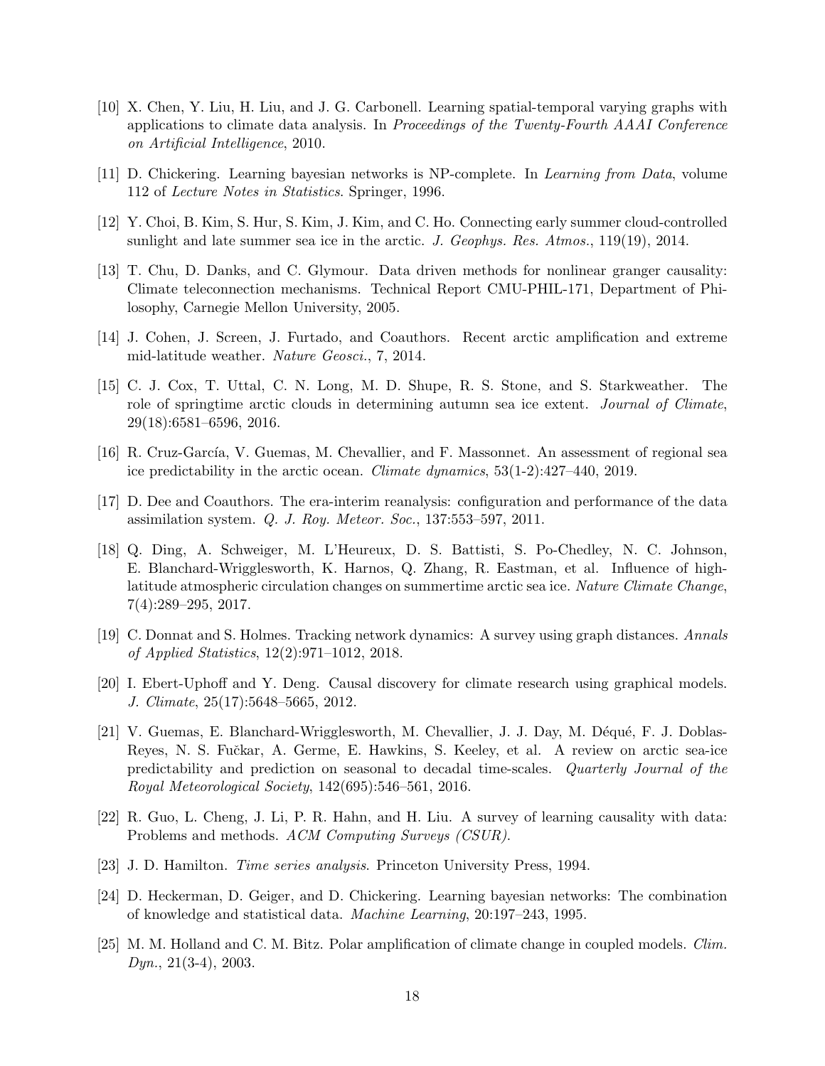[10] X. Chen, Y. Liu, H. Liu, and J. G. Carbonell. Learning spatial-temporal varying graphs with applications to climate data analysis. In *Proceedings of the Twenty-Fourth AAAI Conference on Artificial Intelligence*, 2010.

[11] D. Chickering. Learning bayesian networks is NP-complete. In *Learning from Data*, volume 112 of *Lecture Notes in Statistics*. Springer, 1996.

[12] Y. Choi, B. Kim, S. Hur, S. Kim, J. Kim, and C. Ho. Connecting early summer cloud-controlled sunlight and late summer sea ice in the arctic. *J. Geophys. Res. Atmos.*, 119(19), 2014.

[13] T. Chu, D. Danks, and C. Glymour. Data driven methods for nonlinear granger causality: Climate teleconnection mechanisms. Technical Report CMU-PHIL-171, Department of Philosophy, Carnegie Mellon University, 2005.

[14] J. Cohen, J. Screen, J. Furtado, and Coauthors. Recent arctic amplification and extreme mid-latitude weather. *Nature Geosci.*, 7, 2014.

[15] C. J. Cox, T. Uttal, C. N. Long, M. D. Shupe, R. S. Stone, and S. Starkweather. The role of springtime arctic clouds in determining autumn sea ice extent. *Journal of Climate*, 29(18):6581–6596, 2016.

[16] R. Cruz-García, V. Guemas, M. Chevallier, and F. Massonnet. An assessment of regional sea ice predictability in the arctic ocean. *Climate dynamics*, 53(1-2):427–440, 2019.

[17] D. Dee and Coauthors. The era-interim reanalysis: configuration and performance of the data assimilation system. *Q. J. Roy. Meteor. Soc.*, 137:553–597, 2011.

[18] Q. Ding, A. Schweiger, M. L'Heureux, D. S. Battisti, S. Po-Chedley, N. C. Johnson, E. Blanchard-Wrigglesworth, K. Harnos, Q. Zhang, R. Eastman, et al. Influence of high-latitude atmospheric circulation changes on summertime arctic sea ice. *Nature Climate Change*, 7(4):289–295, 2017.

[19] C. Donnat and S. Holmes. Tracking network dynamics: A survey using graph distances. *Annals of Applied Statistics*, 12(2):971–1012, 2018.

[20] I. Ebert-Uphoff and Y. Deng. Causal discovery for climate research using graphical models. *J. Climate*, 25(17):5648–5665, 2012.

[21] V. Guemas, E. Blanchard-Wrigglesworth, M. Chevallier, J. J. Day, M. Déqué, F. J. Doblas-Reyes, N. S. Fučkar, A. Germe, E. Hawkins, S. Keeley, et al. A review on arctic sea-ice predictability and prediction on seasonal to decadal time-scales. *Quarterly Journal of the Royal Meteorological Society*, 142(695):546–561, 2016.

[22] R. Guo, L. Cheng, J. Li, P. R. Hahn, and H. Liu. A survey of learning causality with data: Problems and methods. *ACM Computing Surveys (CSUR)*.

[23] J. D. Hamilton. *Time series analysis*. Princeton University Press, 1994.

[24] D. Heckerman, D. Geiger, and D. Chickering. Learning bayesian networks: The combination of knowledge and statistical data. *Machine Learning*, 20:197–243, 1995.

[25] M. M. Holland and C. M. Bitz. Polar amplification of climate change in coupled models. *Clim. Dyn.*, 21(3-4), 2003.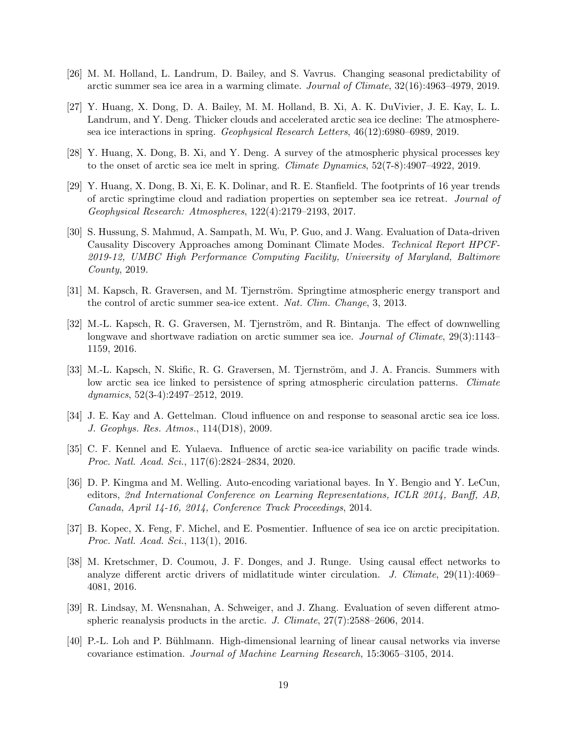[26] M. M. Holland, L. Landrum, D. Bailey, and S. Vavrus. Changing seasonal predictability of arctic summer sea ice area in a warming climate. *Journal of Climate*, 32(16):4963–4979, 2019.

[27] Y. Huang, X. Dong, D. A. Bailey, M. M. Holland, B. Xi, A. K. DuVivier, J. E. Kay, L. L. Landrum, and Y. Deng. Thicker clouds and accelerated arctic sea ice decline: The atmosphere-sea ice interactions in spring. *Geophysical Research Letters*, 46(12):6980–6989, 2019.

[28] Y. Huang, X. Dong, B. Xi, and Y. Deng. A survey of the atmospheric physical processes key to the onset of arctic sea ice melt in spring. *Climate Dynamics*, 52(7-8):4907–4922, 2019.

[29] Y. Huang, X. Dong, B. Xi, E. K. Dolinar, and R. E. Stanfield. The footprints of 16 year trends of arctic springtime cloud and radiation properties on september sea ice retreat. *Journal of Geophysical Research: Atmospheres*, 122(4):2179–2193, 2017.

[30] S. Hussung, S. Mahmud, A. Sampath, M. Wu, P. Guo, and J. Wang. Evaluation of Data-driven Causality Discovery Approaches among Dominant Climate Modes. *Technical Report HPCF-2019-12, UMBC High Performance Computing Facility, University of Maryland, Baltimore County*, 2019.

[31] M. Kapsch, R. Graversen, and M. Tjernström. Springtime atmospheric energy transport and the control of arctic summer sea-ice extent. *Nat. Clim. Change*, 3, 2013.

[32] M.-L. Kapsch, R. G. Graversen, M. Tjernström, and R. Bintanja. The effect of downwelling longwave and shortwave radiation on arctic summer sea ice. *Journal of Climate*, 29(3):1143–1159, 2016.

[33] M.-L. Kapsch, N. Skific, R. G. Graversen, M. Tjernström, and J. A. Francis. Summers with low arctic sea ice linked to persistence of spring atmospheric circulation patterns. *Climate dynamics*, 52(3-4):2497–2512, 2019.

[34] J. E. Kay and A. Gettelman. Cloud influence on and response to seasonal arctic sea ice loss. *J. Geophys. Res. Atmos.*, 114(D18), 2009.

[35] C. F. Kennel and E. Yulaeva. Influence of arctic sea-ice variability on pacific trade winds. *Proc. Natl. Acad. Sci.*, 117(6):2824–2834, 2020.

[36] D. P. Kingma and M. Welling. Auto-encoding variational bayes. In Y. Bengio and Y. LeCun, editors, *2nd International Conference on Learning Representations, ICLR 2014, Banff, AB, Canada, April 14-16, 2014, Conference Track Proceedings*, 2014.

[37] B. Kopec, X. Feng, F. Michel, and E. Posmentier. Influence of sea ice on arctic precipitation. *Proc. Natl. Acad. Sci.*, 113(1), 2016.

[38] M. Kretschmer, D. Coumou, J. F. Donges, and J. Runge. Using causal effect networks to analyze different arctic drivers of midlatitude winter circulation. *J. Climate*, 29(11):4069–4081, 2016.

[39] R. Lindsay, M. Wensnahan, A. Schweiger, and J. Zhang. Evaluation of seven different atmospheric reanalysis products in the arctic. *J. Climate*, 27(7):2588–2606, 2014.

[40] P.-L. Loh and P. Bühlmann. High-dimensional learning of linear causal networks via inverse covariance estimation. *Journal of Machine Learning Research*, 15:3065–3105, 2014.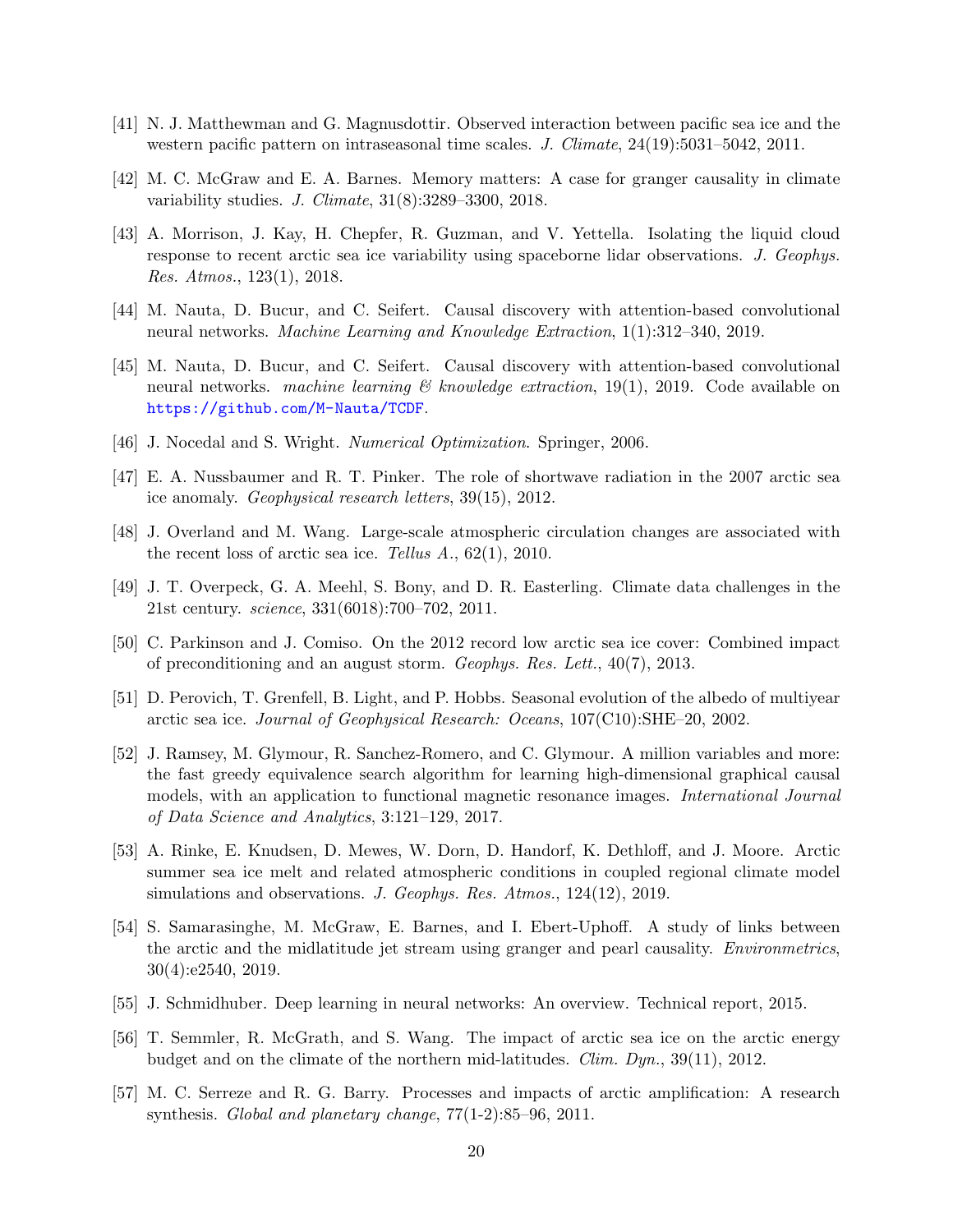[41] N. J. Matthewman and G. Magnusdottir. Observed interaction between pacific sea ice and the western pacific pattern on intraseasonal time scales. *J. Climate*, 24(19):5031–5042, 2011.

[42] M. C. McGraw and E. A. Barnes. Memory matters: A case for granger causality in climate variability studies. *J. Climate*, 31(8):3289–3300, 2018.

[43] A. Morrison, J. Kay, H. Chepfer, R. Guzman, and V. Yettella. Isolating the liquid cloud response to recent arctic sea ice variability using spaceborne lidar observations. *J. Geophys. Res. Atmos.*, 123(1), 2018.

[44] M. Nauta, D. Bucur, and C. Seifert. Causal discovery with attention-based convolutional neural networks. *Machine Learning and Knowledge Extraction*, 1(1):312–340, 2019.

[45] M. Nauta, D. Bucur, and C. Seifert. Causal discovery with attention-based convolutional neural networks. *machine learning & knowledge extraction*, 19(1), 2019. Code available on https://github.com/M-Nauta/TCDF.

[46] J. Nocedal and S. Wright. *Numerical Optimization*. Springer, 2006.

[47] E. A. Nussbaumer and R. T. Pinker. The role of shortwave radiation in the 2007 arctic sea ice anomaly. *Geophysical research letters*, 39(15), 2012.

[48] J. Overland and M. Wang. Large-scale atmospheric circulation changes are associated with the recent loss of arctic sea ice. *Tellus A.*, 62(1), 2010.

[49] J. T. Overpeck, G. A. Meehl, S. Bony, and D. R. Easterling. Climate data challenges in the 21st century. *science*, 331(6018):700–702, 2011.

[50] C. Parkinson and J. Comiso. On the 2012 record low arctic sea ice cover: Combined impact of preconditioning and an august storm. *Geophys. Res. Lett.*, 40(7), 2013.

[51] D. Perovich, T. Grenfell, B. Light, and P. Hobbs. Seasonal evolution of the albedo of multiyear arctic sea ice. *Journal of Geophysical Research: Oceans*, 107(C10):SHE–20, 2002.

[52] J. Ramsey, M. Glymour, R. Sanchez-Romero, and C. Glymour. A million variables and more: the fast greedy equivalence search algorithm for learning high-dimensional graphical causal models, with an application to functional magnetic resonance images. *International Journal of Data Science and Analytics*, 3:121–129, 2017.

[53] A. Rinke, E. Knudsen, D. Mewes, W. Dorn, D. Handorf, K. Dethloff, and J. Moore. Arctic summer sea ice melt and related atmospheric conditions in coupled regional climate model simulations and observations. *J. Geophys. Res. Atmos.*, 124(12), 2019.

[54] S. Samarasinghe, M. McGraw, E. Barnes, and I. Ebert-Uphoff. A study of links between the arctic and the midlatitude jet stream using granger and pearl causality. *Environmetrics*, 30(4):e2540, 2019.

[55] J. Schmidhuber. Deep learning in neural networks: An overview. Technical report, 2015.

[56] T. Semmler, R. McGrath, and S. Wang. The impact of arctic sea ice on the arctic energy budget and on the climate of the northern mid-latitudes. *Clim. Dyn.*, 39(11), 2012.

[57] M. C. Serreze and R. G. Barry. Processes and impacts of arctic amplification: A research synthesis. *Global and planetary change*, 77(1-2):85–96, 2011.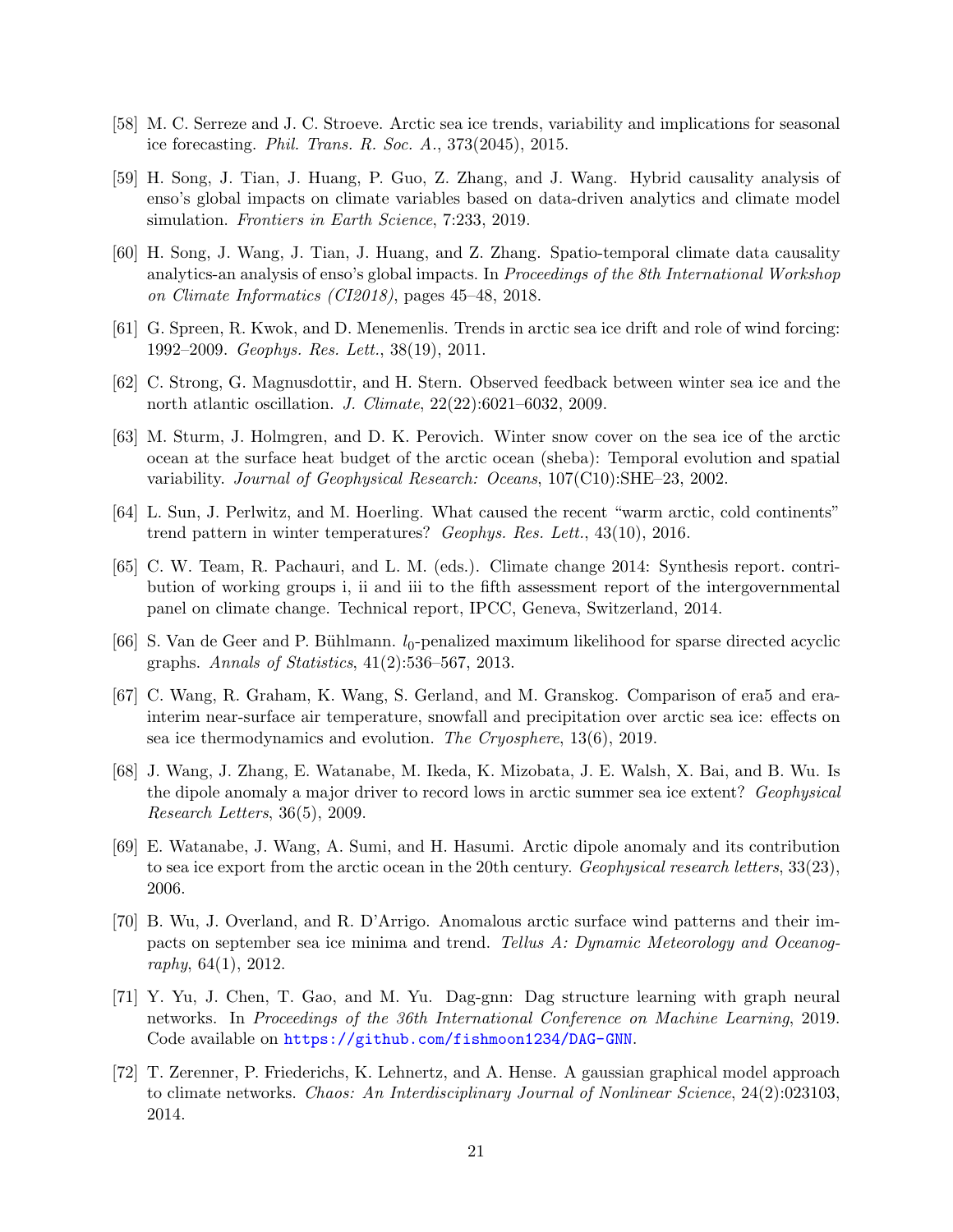[58] M. C. Serreze and J. C. Stroeve. Arctic sea ice trends, variability and implications for seasonal ice forecasting. *Phil. Trans. R. Soc. A.*, 373(2045), 2015.

[59] H. Song, J. Tian, J. Huang, P. Guo, Z. Zhang, and J. Wang. Hybrid causality analysis of enso's global impacts on climate variables based on data-driven analytics and climate model simulation. *Frontiers in Earth Science*, 7:233, 2019.

[60] H. Song, J. Wang, J. Tian, J. Huang, and Z. Zhang. Spatio-temporal climate data causality analytics-an analysis of enso's global impacts. In *Proceedings of the 8th International Workshop on Climate Informatics (CI2018)*, pages 45–48, 2018.

[61] G. Spreen, R. Kwok, and D. Menemenlis. Trends in arctic sea ice drift and role of wind forcing: 1992–2009. *Geophys. Res. Lett.*, 38(19), 2011.

[62] C. Strong, G. Magnusdottir, and H. Stern. Observed feedback between winter sea ice and the north atlantic oscillation. *J. Climate*, 22(22):6021–6032, 2009.

[63] M. Sturm, J. Holmgren, and D. K. Perovich. Winter snow cover on the sea ice of the arctic ocean at the surface heat budget of the arctic ocean (sheba): Temporal evolution and spatial variability. *Journal of Geophysical Research: Oceans*, 107(C10):SHE–23, 2002.

[64] L. Sun, J. Perlwitz, and M. Hoerling. What caused the recent "warm arctic, cold continents" trend pattern in winter temperatures? *Geophys. Res. Lett.*, 43(10), 2016.

[65] C. W. Team, R. Pachauri, and L. M. (eds.). Climate change 2014: Synthesis report. contribution of working groups i, ii and iii to the fifth assessment report of the intergovernmental panel on climate change. Technical report, IPCC, Geneva, Switzerland, 2014.

[66] S. Van de Geer and P. Bühlmann. $l_0$-penalized maximum likelihood for sparse directed acyclic graphs. *Annals of Statistics*, 41(2):536–567, 2013.

[67] C. Wang, R. Graham, K. Wang, S. Gerland, and M. Granskog. Comparison of era5 and era-interim near-surface air temperature, snowfall and precipitation over arctic sea ice: effects on sea ice thermodynamics and evolution. *The Cryosphere*, 13(6), 2019.

[68] J. Wang, J. Zhang, E. Watanabe, M. Ikeda, K. Mizobata, J. E. Walsh, X. Bai, and B. Wu. Is the dipole anomaly a major driver to record lows in arctic summer sea ice extent? *Geophysical Research Letters*, 36(5), 2009.

[69] E. Watanabe, J. Wang, A. Sumi, and H. Hasumi. Arctic dipole anomaly and its contribution to sea ice export from the arctic ocean in the 20th century. *Geophysical research letters*, 33(23), 2006.

[70] B. Wu, J. Overland, and R. D'Arrigo. Anomalous arctic surface wind patterns and their impacts on september sea ice minima and trend. *Tellus A: Dynamic Meteorology and Oceanography*, 64(1), 2012.

[71] Y. Yu, J. Chen, T. Gao, and M. Yu. Dag-gnn: Dag structure learning with graph neural networks. In *Proceedings of the 36th International Conference on Machine Learning*, 2019. Code available on https://github.com/fishmoon1234/DAG-GNN.

[72] T. Zerenner, P. Friederichs, K. Lehnertz, and A. Hense. A gaussian graphical model approach to climate networks. *Chaos: An Interdisciplinary Journal of Nonlinear Science*, 24(2):023103, 2014.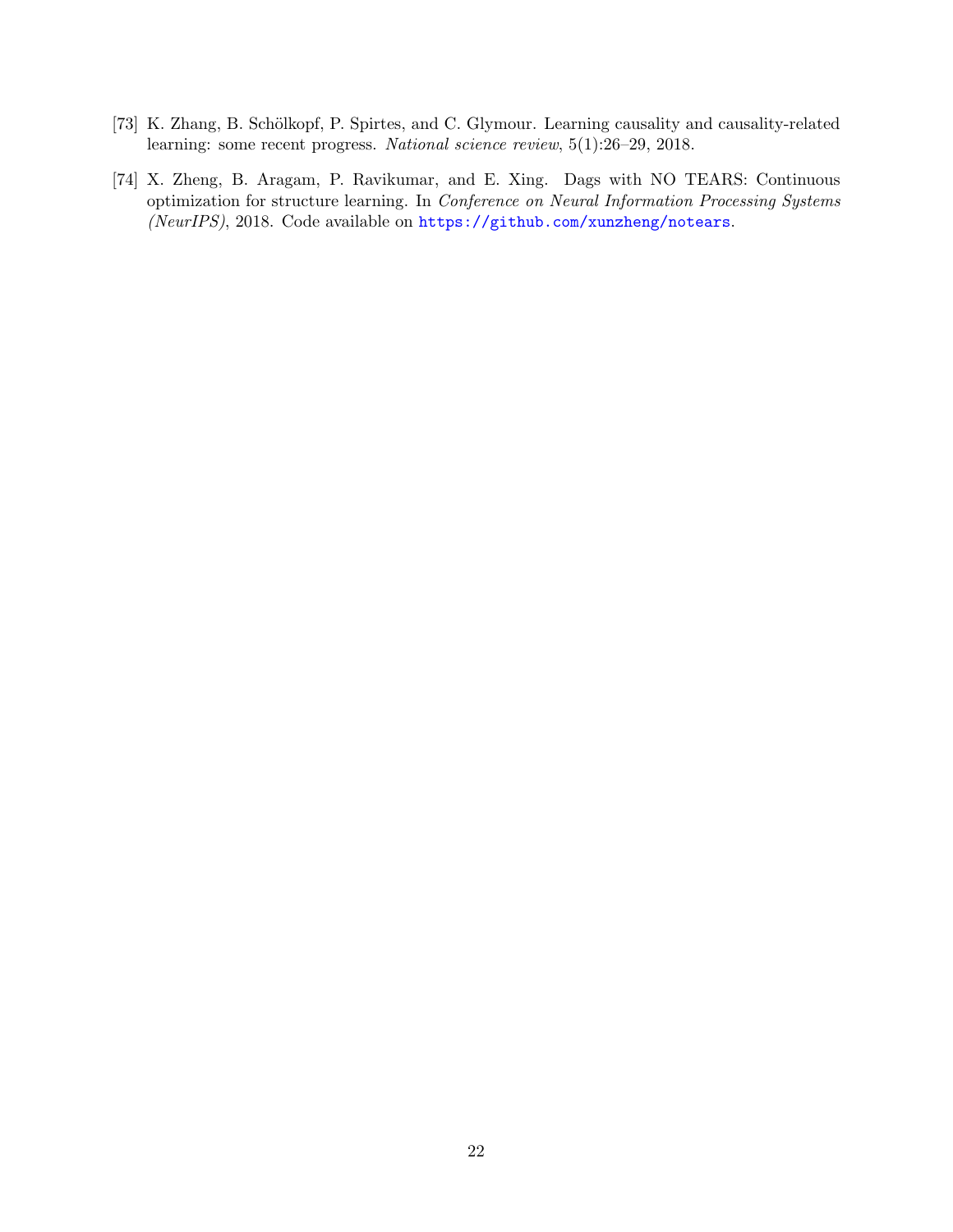[73] K. Zhang, B. Schölkopf, P. Spirtes, and C. Glymour. Learning causality and causality-related learning: some recent progress. *National science review*, 5(1):26–29, 2018.

[74] X. Zheng, B. Aragam, P. Ravikumar, and E. Xing. Dags with NO TEARS: Continuous optimization for structure learning. In *Conference on Neural Information Processing Systems (NeurIPS)*, 2018. Code available on https://github.com/xunzheng/notears.